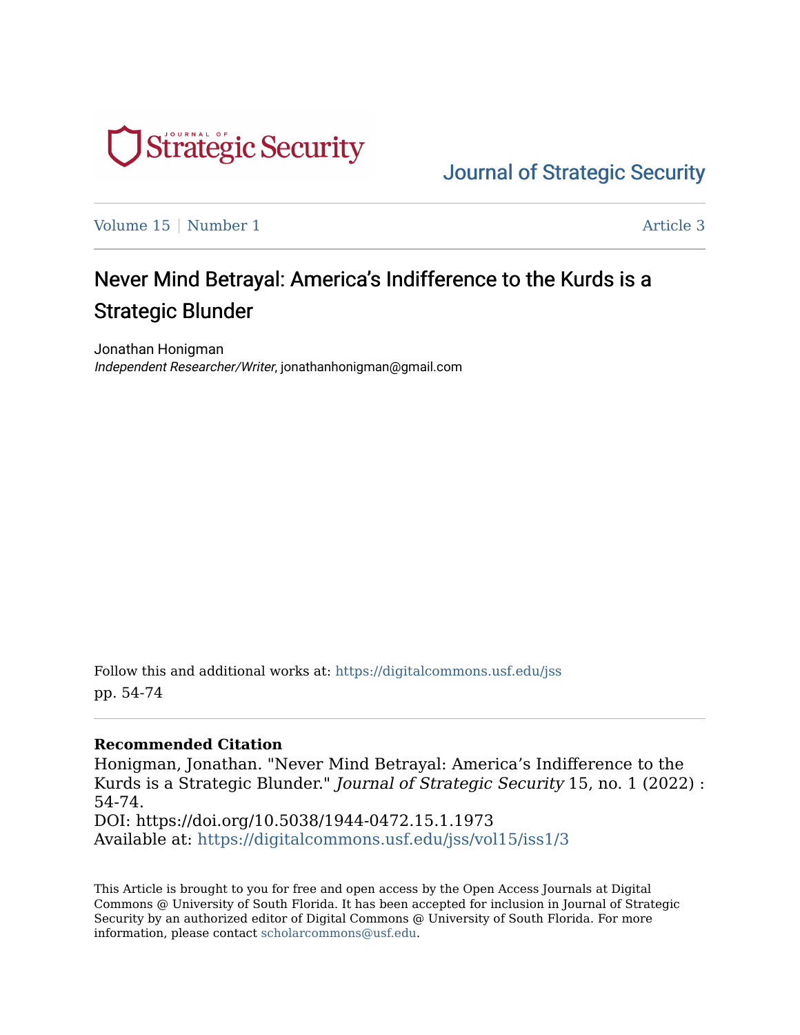# Journal of Strategic Security

Volume 15 | Number 1 | Article 3

## Never Mind Betrayal: America's Indifference to the Kurds is a Strategic Blunder

Jonathan Honigman
*Independent Researcher/Writer*, jonathanhonigman@gmail.com

Follow this and additional works at: https://digitalcommons.usf.edu/jss
pp. 54-74

**Recommended Citation**
Honigman, Jonathan. "Never Mind Betrayal: America's Indifference to the Kurds is a Strategic Blunder." *Journal of Strategic Security* 15, no. 1 (2022) : 54-74.
DOI: https://doi.org/10.5038/1944-0472.15.1.1973
Available at: https://digitalcommons.usf.edu/jss/vol15/iss1/3

This Article is brought to you for free and open access by the Open Access Journals at Digital Commons @ University of South Florida. It has been accepted for inclusion in Journal of Strategic Security by an authorized editor of Digital Commons @ University of South Florida. For more information, please contact scholarcommons@usf.edu.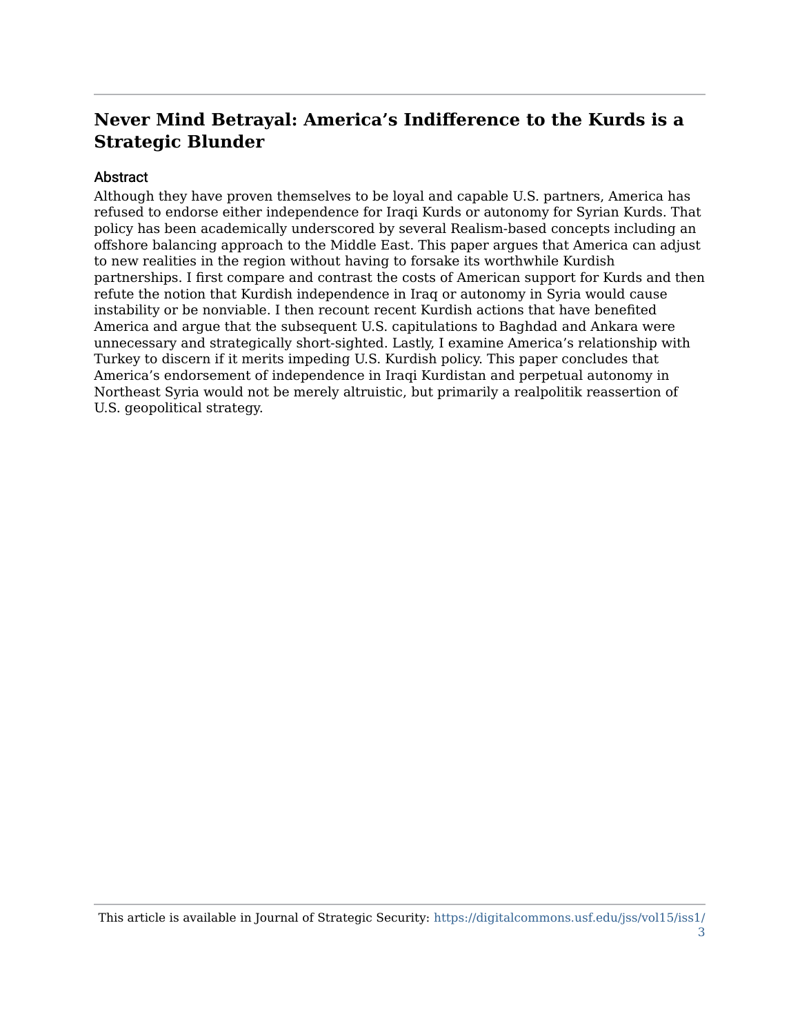# Never Mind Betrayal: America's Indifference to the Kurds is a Strategic Blunder

## Abstract

Although they have proven themselves to be loyal and capable U.S. partners, America has refused to endorse either independence for Iraqi Kurds or autonomy for Syrian Kurds. That policy has been academically underscored by several Realism-based concepts including an offshore balancing approach to the Middle East. This paper argues that America can adjust to new realities in the region without having to forsake its worthwhile Kurdish partnerships. I first compare and contrast the costs of American support for Kurds and then refute the notion that Kurdish independence in Iraq or autonomy in Syria would cause instability or be nonviable. I then recount recent Kurdish actions that have benefited America and argue that the subsequent U.S. capitulations to Baghdad and Ankara were unnecessary and strategically short-sighted. Lastly, I examine America's relationship with Turkey to discern if it merits impeding U.S. Kurdish policy. This paper concludes that America's endorsement of independence in Iraqi Kurdistan and perpetual autonomy in Northeast Syria would not be merely altruistic, but primarily a realpolitik reassertion of U.S. geopolitical strategy.

This article is available in Journal of Strategic Security: https://digitalcommons.usf.edu/jss/vol15/iss1/3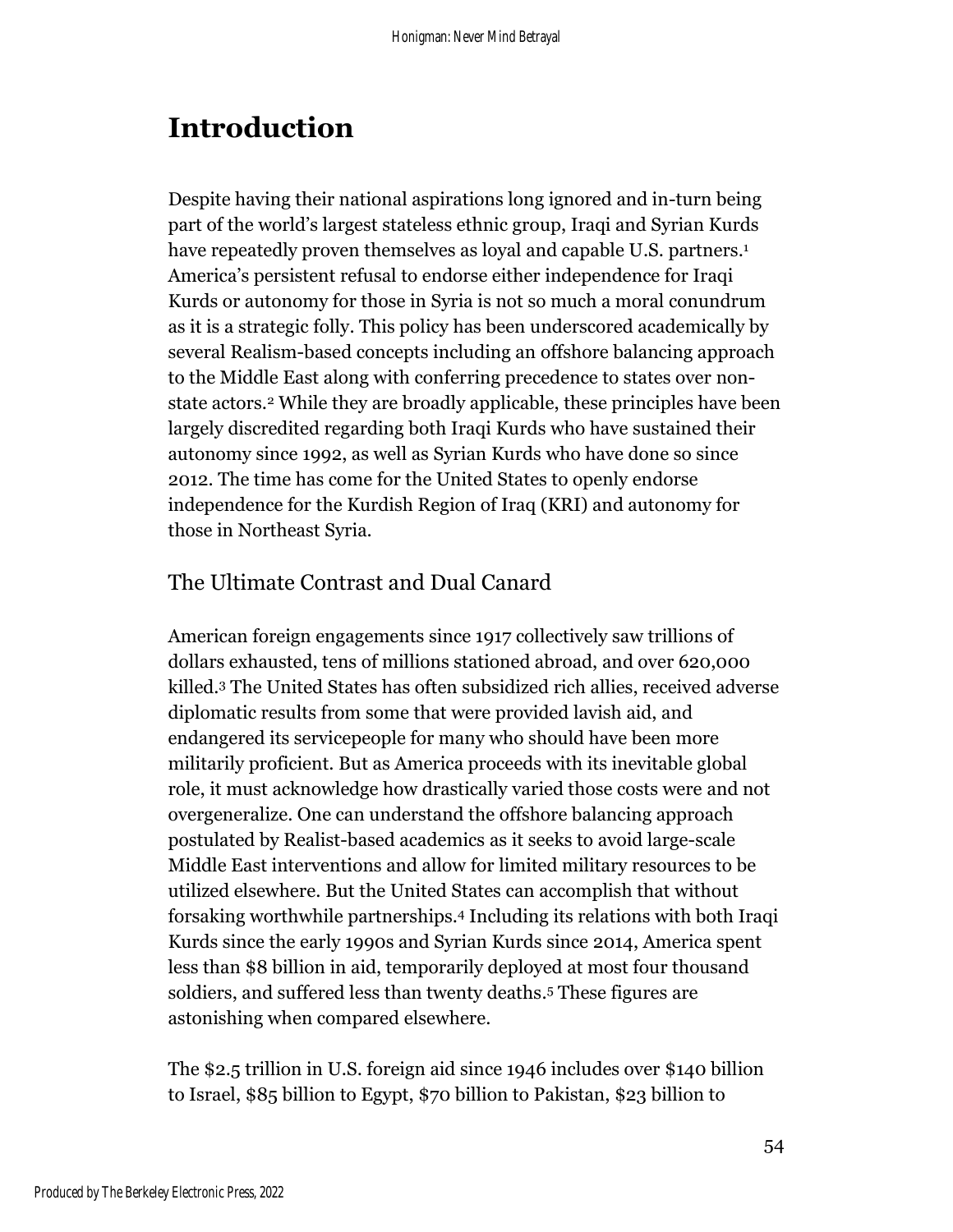# Introduction

Despite having their national aspirations long ignored and in-turn being part of the world's largest stateless ethnic group, Iraqi and Syrian Kurds have repeatedly proven themselves as loyal and capable U.S. partners.[1] America's persistent refusal to endorse either independence for Iraqi Kurds or autonomy for those in Syria is not so much a moral conundrum as it is a strategic folly. This policy has been underscored academically by several Realism-based concepts including an offshore balancing approach to the Middle East along with conferring precedence to states over non-state actors.[2] While they are broadly applicable, these principles have been largely discredited regarding both Iraqi Kurds who have sustained their autonomy since 1992, as well as Syrian Kurds who have done so since 2012. The time has come for the United States to openly endorse independence for the Kurdish Region of Iraq (KRI) and autonomy for those in Northeast Syria.

## The Ultimate Contrast and Dual Canard

American foreign engagements since 1917 collectively saw trillions of dollars exhausted, tens of millions stationed abroad, and over 620,000 killed.[3] The United States has often subsidized rich allies, received adverse diplomatic results from some that were provided lavish aid, and endangered its servicepeople for many who should have been more militarily proficient. But as America proceeds with its inevitable global role, it must acknowledge how drastically varied those costs were and not overgeneralize. One can understand the offshore balancing approach postulated by Realist-based academics as it seeks to avoid large-scale Middle East interventions and allow for limited military resources to be utilized elsewhere. But the United States can accomplish that without forsaking worthwhile partnerships.[4] Including its relations with both Iraqi Kurds since the early 1990s and Syrian Kurds since 2014, America spent less than $8 billion in aid, temporarily deployed at most four thousand soldiers, and suffered less than twenty deaths.[5] These figures are astonishing when compared elsewhere.

The $2.5 trillion in U.S. foreign aid since 1946 includes over $140 billion to Israel, $85 billion to Egypt, $70 billion to Pakistan, $23 billion to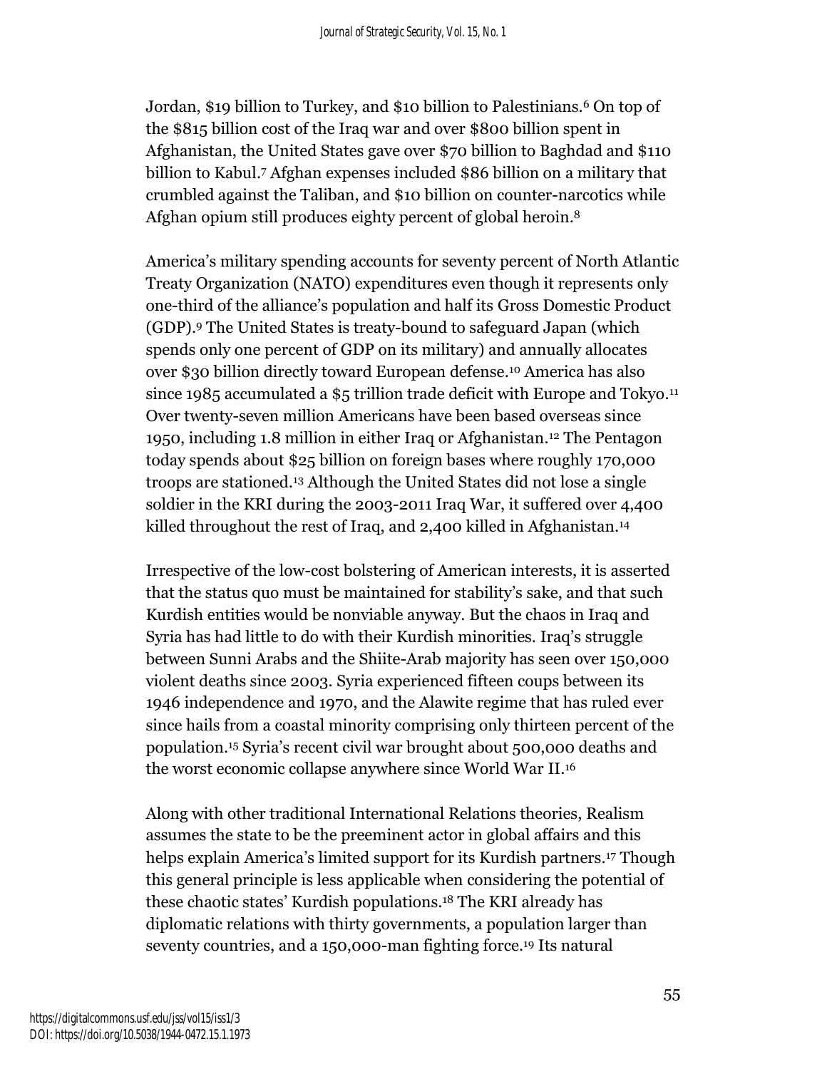Jordan, $19 billion to Turkey, and $10 billion to Palestinians.[6] On top of the $815 billion cost of the Iraq war and over $800 billion spent in Afghanistan, the United States gave over $70 billion to Baghdad and $110 billion to Kabul.[7] Afghan expenses included $86 billion on a military that crumbled against the Taliban, and $10 billion on counter-narcotics while Afghan opium still produces eighty percent of global heroin.[8]

America's military spending accounts for seventy percent of North Atlantic Treaty Organization (NATO) expenditures even though it represents only one-third of the alliance's population and half its Gross Domestic Product (GDP).[9] The United States is treaty-bound to safeguard Japan (which spends only one percent of GDP on its military) and annually allocates over $30 billion directly toward European defense.[10] America has also since 1985 accumulated a $5 trillion trade deficit with Europe and Tokyo.[11] Over twenty-seven million Americans have been based overseas since 1950, including 1.8 million in either Iraq or Afghanistan.[12] The Pentagon today spends about $25 billion on foreign bases where roughly 170,000 troops are stationed.[13] Although the United States did not lose a single soldier in the KRI during the 2003-2011 Iraq War, it suffered over 4,400 killed throughout the rest of Iraq, and 2,400 killed in Afghanistan.[14]

Irrespective of the low-cost bolstering of American interests, it is asserted that the status quo must be maintained for stability's sake, and that such Kurdish entities would be nonviable anyway. But the chaos in Iraq and Syria has had little to do with their Kurdish minorities. Iraq's struggle between Sunni Arabs and the Shiite-Arab majority has seen over 150,000 violent deaths since 2003. Syria experienced fifteen coups between its 1946 independence and 1970, and the Alawite regime that has ruled ever since hails from a coastal minority comprising only thirteen percent of the population.[15] Syria's recent civil war brought about 500,000 deaths and the worst economic collapse anywhere since World War II.[16]

Along with other traditional International Relations theories, Realism assumes the state to be the preeminent actor in global affairs and this helps explain America's limited support for its Kurdish partners.[17] Though this general principle is less applicable when considering the potential of these chaotic states' Kurdish populations.[18] The KRI already has diplomatic relations with thirty governments, a population larger than seventy countries, and a 150,000-man fighting force.[19] Its natural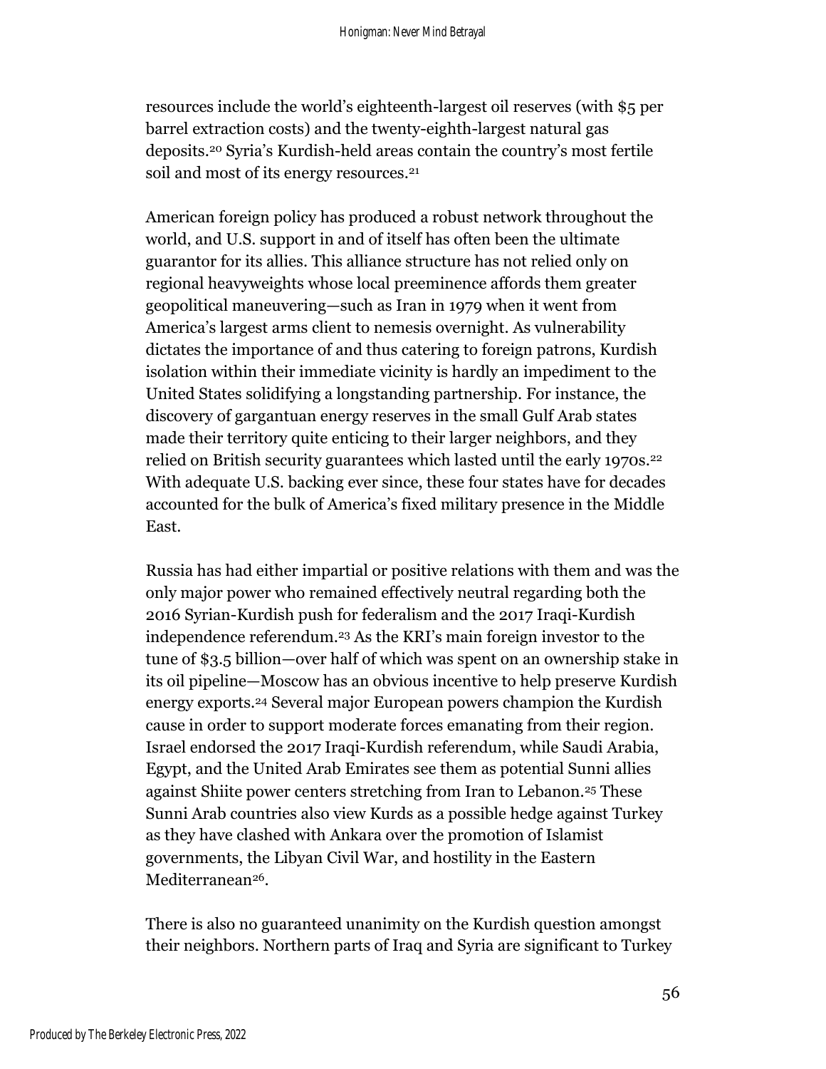resources include the world's eighteenth-largest oil reserves (with $5 per barrel extraction costs) and the twenty-eighth-largest natural gas deposits.[20] Syria's Kurdish-held areas contain the country's most fertile soil and most of its energy resources.[21]

American foreign policy has produced a robust network throughout the world, and U.S. support in and of itself has often been the ultimate guarantor for its allies. This alliance structure has not relied only on regional heavyweights whose local preeminence affords them greater geopolitical maneuvering—such as Iran in 1979 when it went from America's largest arms client to nemesis overnight. As vulnerability dictates the importance of and thus catering to foreign patrons, Kurdish isolation within their immediate vicinity is hardly an impediment to the United States solidifying a longstanding partnership. For instance, the discovery of gargantuan energy reserves in the small Gulf Arab states made their territory quite enticing to their larger neighbors, and they relied on British security guarantees which lasted until the early 1970s.[22] With adequate U.S. backing ever since, these four states have for decades accounted for the bulk of America's fixed military presence in the Middle East.

Russia has had either impartial or positive relations with them and was the only major power who remained effectively neutral regarding both the 2016 Syrian-Kurdish push for federalism and the 2017 Iraqi-Kurdish independence referendum.[23] As the KRI's main foreign investor to the tune of $3.5 billion—over half of which was spent on an ownership stake in its oil pipeline—Moscow has an obvious incentive to help preserve Kurdish energy exports.[24] Several major European powers champion the Kurdish cause in order to support moderate forces emanating from their region. Israel endorsed the 2017 Iraqi-Kurdish referendum, while Saudi Arabia, Egypt, and the United Arab Emirates see them as potential Sunni allies against Shiite power centers stretching from Iran to Lebanon.[25] These Sunni Arab countries also view Kurds as a possible hedge against Turkey as they have clashed with Ankara over the promotion of Islamist governments, the Libyan Civil War, and hostility in the Eastern Mediterranean[26].

There is also no guaranteed unanimity on the Kurdish question amongst their neighbors. Northern parts of Iraq and Syria are significant to Turkey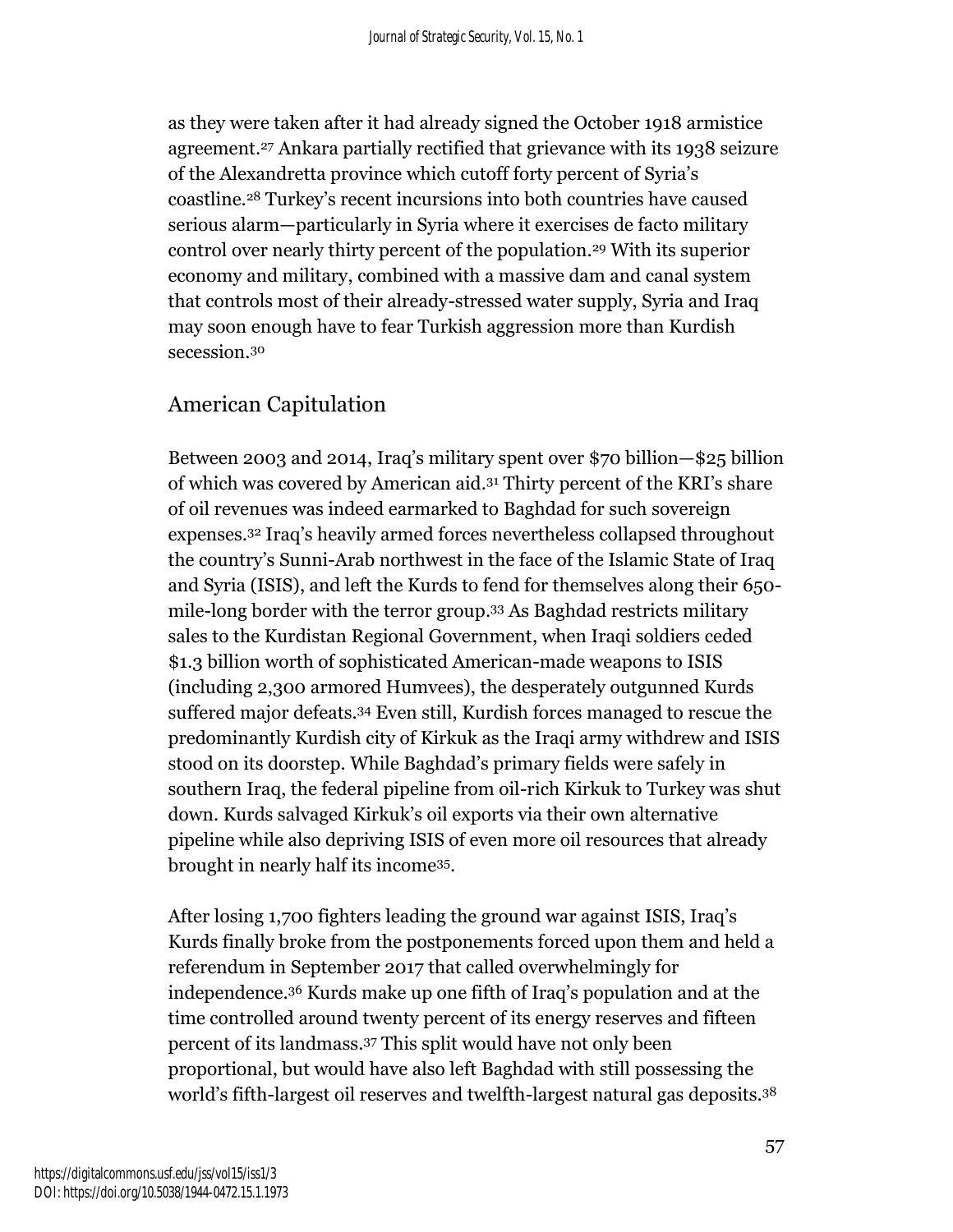as they were taken after it had already signed the October 1918 armistice agreement.[27] Ankara partially rectified that grievance with its 1938 seizure of the Alexandretta province which cutoff forty percent of Syria's coastline.[28] Turkey's recent incursions into both countries have caused serious alarm—particularly in Syria where it exercises de facto military control over nearly thirty percent of the population.[29] With its superior economy and military, combined with a massive dam and canal system that controls most of their already-stressed water supply, Syria and Iraq may soon enough have to fear Turkish aggression more than Kurdish secession.[30]

## American Capitulation

Between 2003 and 2014, Iraq's military spent over $70 billion—$25 billion of which was covered by American aid.[31] Thirty percent of the KRI's share of oil revenues was indeed earmarked to Baghdad for such sovereign expenses.[32] Iraq's heavily armed forces nevertheless collapsed throughout the country's Sunni-Arab northwest in the face of the Islamic State of Iraq and Syria (ISIS), and left the Kurds to fend for themselves along their 650-mile-long border with the terror group.[33] As Baghdad restricts military sales to the Kurdistan Regional Government, when Iraqi soldiers ceded $1.3 billion worth of sophisticated American-made weapons to ISIS (including 2,300 armored Humvees), the desperately outgunned Kurds suffered major defeats.[34] Even still, Kurdish forces managed to rescue the predominantly Kurdish city of Kirkuk as the Iraqi army withdrew and ISIS stood on its doorstep. While Baghdad's primary fields were safely in southern Iraq, the federal pipeline from oil-rich Kirkuk to Turkey was shut down. Kurds salvaged Kirkuk's oil exports via their own alternative pipeline while also depriving ISIS of even more oil resources that already brought in nearly half its income[35].

After losing 1,700 fighters leading the ground war against ISIS, Iraq's Kurds finally broke from the postponements forced upon them and held a referendum in September 2017 that called overwhelmingly for independence.[36] Kurds make up one fifth of Iraq's population and at the time controlled around twenty percent of its energy reserves and fifteen percent of its landmass.[37] This split would have not only been proportional, but would have also left Baghdad with still possessing the world's fifth-largest oil reserves and twelfth-largest natural gas deposits.[38]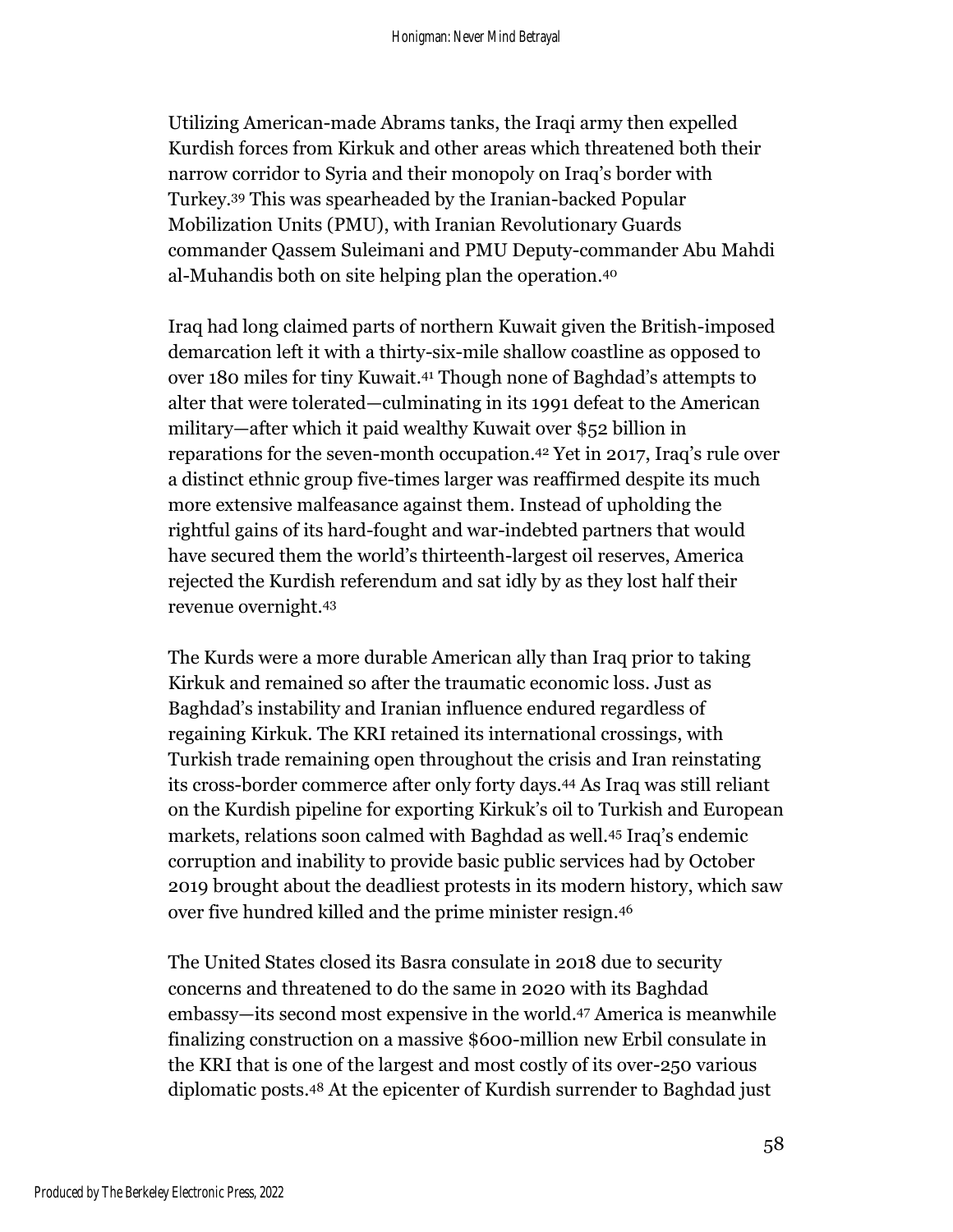Utilizing American-made Abrams tanks, the Iraqi army then expelled Kurdish forces from Kirkuk and other areas which threatened both their narrow corridor to Syria and their monopoly on Iraq's border with Turkey.[39] This was spearheaded by the Iranian-backed Popular Mobilization Units (PMU), with Iranian Revolutionary Guards commander Qassem Suleimani and PMU Deputy-commander Abu Mahdi al-Muhandis both on site helping plan the operation.[40]

Iraq had long claimed parts of northern Kuwait given the British-imposed demarcation left it with a thirty-six-mile shallow coastline as opposed to over 180 miles for tiny Kuwait.[41] Though none of Baghdad's attempts to alter that were tolerated—culminating in its 1991 defeat to the American military—after which it paid wealthy Kuwait over $52 billion in reparations for the seven-month occupation.[42] Yet in 2017, Iraq's rule over a distinct ethnic group five-times larger was reaffirmed despite its much more extensive malfeasance against them. Instead of upholding the rightful gains of its hard-fought and war-indebted partners that would have secured them the world's thirteenth-largest oil reserves, America rejected the Kurdish referendum and sat idly by as they lost half their revenue overnight.[43]

The Kurds were a more durable American ally than Iraq prior to taking Kirkuk and remained so after the traumatic economic loss. Just as Baghdad's instability and Iranian influence endured regardless of regaining Kirkuk. The KRI retained its international crossings, with Turkish trade remaining open throughout the crisis and Iran reinstating its cross-border commerce after only forty days.[44] As Iraq was still reliant on the Kurdish pipeline for exporting Kirkuk's oil to Turkish and European markets, relations soon calmed with Baghdad as well.[45] Iraq's endemic corruption and inability to provide basic public services had by October 2019 brought about the deadliest protests in its modern history, which saw over five hundred killed and the prime minister resign.[46]

The United States closed its Basra consulate in 2018 due to security concerns and threatened to do the same in 2020 with its Baghdad embassy—its second most expensive in the world.[47] America is meanwhile finalizing construction on a massive $600-million new Erbil consulate in the KRI that is one of the largest and most costly of its over-250 various diplomatic posts.[48] At the epicenter of Kurdish surrender to Baghdad just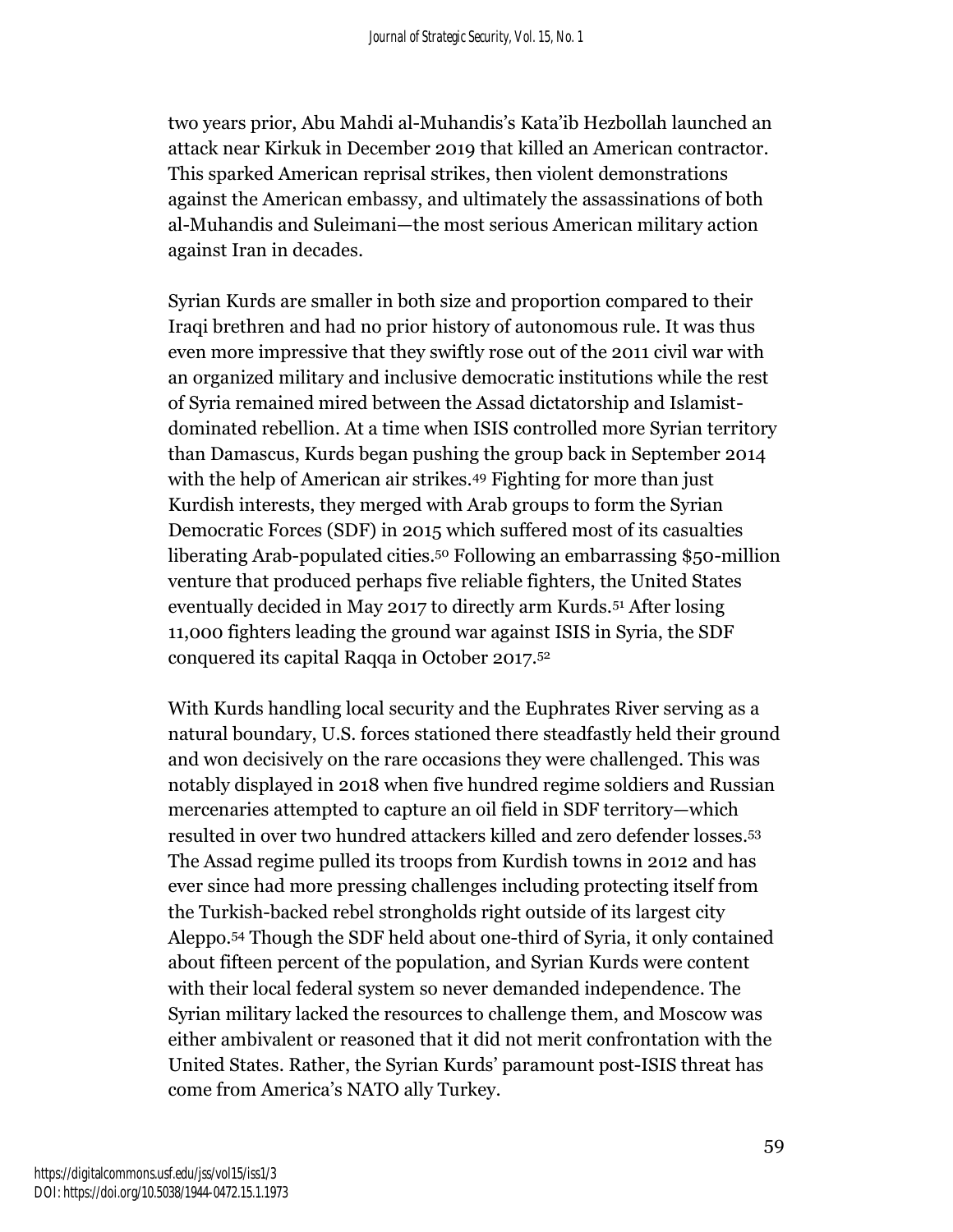two years prior, Abu Mahdi al-Muhandis's Kata'ib Hezbollah launched an attack near Kirkuk in December 2019 that killed an American contractor. This sparked American reprisal strikes, then violent demonstrations against the American embassy, and ultimately the assassinations of both al-Muhandis and Suleimani—the most serious American military action against Iran in decades.

Syrian Kurds are smaller in both size and proportion compared to their Iraqi brethren and had no prior history of autonomous rule. It was thus even more impressive that they swiftly rose out of the 2011 civil war with an organized military and inclusive democratic institutions while the rest of Syria remained mired between the Assad dictatorship and Islamist-dominated rebellion. At a time when ISIS controlled more Syrian territory than Damascus, Kurds began pushing the group back in September 2014 with the help of American air strikes.[49] Fighting for more than just Kurdish interests, they merged with Arab groups to form the Syrian Democratic Forces (SDF) in 2015 which suffered most of its casualties liberating Arab-populated cities.[50] Following an embarrassing $50-million venture that produced perhaps five reliable fighters, the United States eventually decided in May 2017 to directly arm Kurds.[51] After losing 11,000 fighters leading the ground war against ISIS in Syria, the SDF conquered its capital Raqqa in October 2017.[52]

With Kurds handling local security and the Euphrates River serving as a natural boundary, U.S. forces stationed there steadfastly held their ground and won decisively on the rare occasions they were challenged. This was notably displayed in 2018 when five hundred regime soldiers and Russian mercenaries attempted to capture an oil field in SDF territory—which resulted in over two hundred attackers killed and zero defender losses.[53] The Assad regime pulled its troops from Kurdish towns in 2012 and has ever since had more pressing challenges including protecting itself from the Turkish-backed rebel strongholds right outside of its largest city Aleppo.[54] Though the SDF held about one-third of Syria, it only contained about fifteen percent of the population, and Syrian Kurds were content with their local federal system so never demanded independence. The Syrian military lacked the resources to challenge them, and Moscow was either ambivalent or reasoned that it did not merit confrontation with the United States. Rather, the Syrian Kurds' paramount post-ISIS threat has come from America's NATO ally Turkey.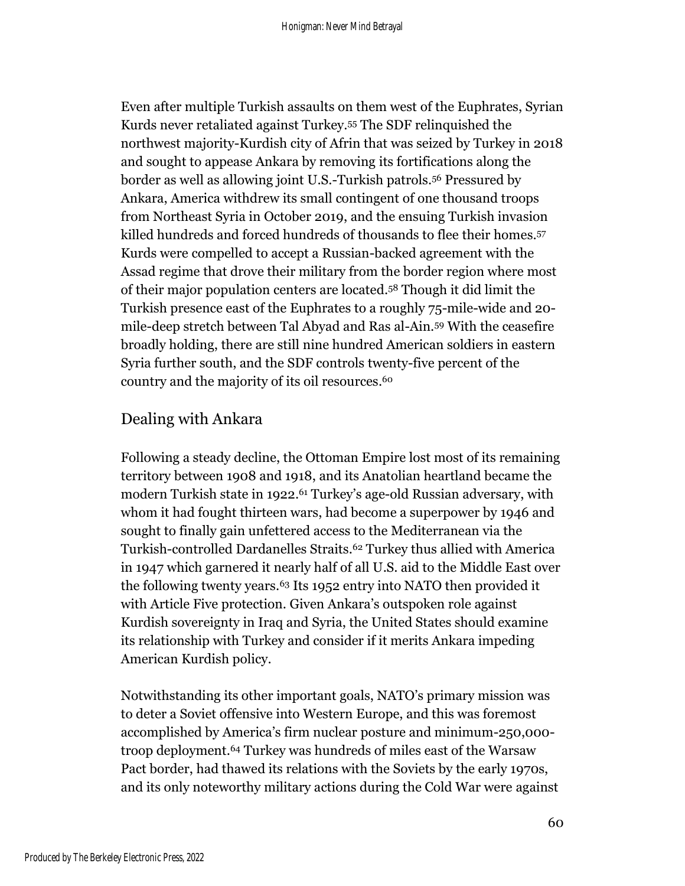Even after multiple Turkish assaults on them west of the Euphrates, Syrian Kurds never retaliated against Turkey.[55] The SDF relinquished the northwest majority-Kurdish city of Afrin that was seized by Turkey in 2018 and sought to appease Ankara by removing its fortifications along the border as well as allowing joint U.S.-Turkish patrols.[56] Pressured by Ankara, America withdrew its small contingent of one thousand troops from Northeast Syria in October 2019, and the ensuing Turkish invasion killed hundreds and forced hundreds of thousands to flee their homes.[57] Kurds were compelled to accept a Russian-backed agreement with the Assad regime that drove their military from the border region where most of their major population centers are located.[58] Though it did limit the Turkish presence east of the Euphrates to a roughly 75-mile-wide and 20-mile-deep stretch between Tal Abyad and Ras al-Ain.[59] With the ceasefire broadly holding, there are still nine hundred American soldiers in eastern Syria further south, and the SDF controls twenty-five percent of the country and the majority of its oil resources.[60]

## Dealing with Ankara

Following a steady decline, the Ottoman Empire lost most of its remaining territory between 1908 and 1918, and its Anatolian heartland became the modern Turkish state in 1922.[61] Turkey's age-old Russian adversary, with whom it had fought thirteen wars, had become a superpower by 1946 and sought to finally gain unfettered access to the Mediterranean via the Turkish-controlled Dardanelles Straits.[62] Turkey thus allied with America in 1947 which garnered it nearly half of all U.S. aid to the Middle East over the following twenty years.[63] Its 1952 entry into NATO then provided it with Article Five protection. Given Ankara's outspoken role against Kurdish sovereignty in Iraq and Syria, the United States should examine its relationship with Turkey and consider if it merits Ankara impeding American Kurdish policy.

Notwithstanding its other important goals, NATO's primary mission was to deter a Soviet offensive into Western Europe, and this was foremost accomplished by America's firm nuclear posture and minimum-250,000-troop deployment.[64] Turkey was hundreds of miles east of the Warsaw Pact border, had thawed its relations with the Soviets by the early 1970s, and its only noteworthy military actions during the Cold War were against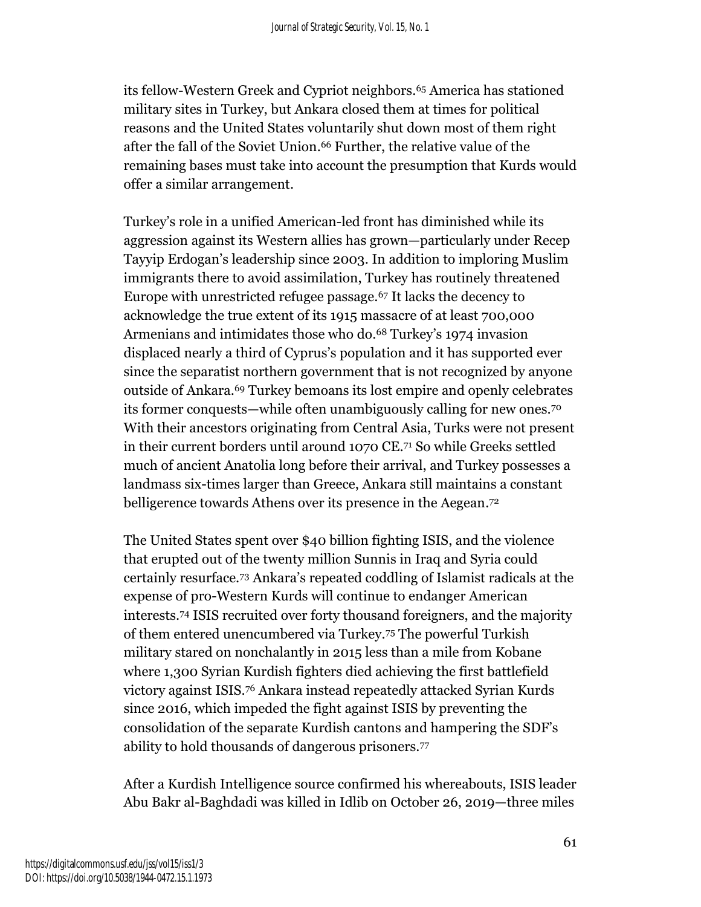its fellow-Western Greek and Cypriot neighbors.[65] America has stationed military sites in Turkey, but Ankara closed them at times for political reasons and the United States voluntarily shut down most of them right after the fall of the Soviet Union.[66] Further, the relative value of the remaining bases must take into account the presumption that Kurds would offer a similar arrangement.

Turkey's role in a unified American-led front has diminished while its aggression against its Western allies has grown—particularly under Recep Tayyip Erdogan's leadership since 2003. In addition to imploring Muslim immigrants there to avoid assimilation, Turkey has routinely threatened Europe with unrestricted refugee passage.[67] It lacks the decency to acknowledge the true extent of its 1915 massacre of at least 700,000 Armenians and intimidates those who do.[68] Turkey's 1974 invasion displaced nearly a third of Cyprus's population and it has supported ever since the separatist northern government that is not recognized by anyone outside of Ankara.[69] Turkey bemoans its lost empire and openly celebrates its former conquests—while often unambiguously calling for new ones.[70] With their ancestors originating from Central Asia, Turks were not present in their current borders until around 1070 CE.[71] So while Greeks settled much of ancient Anatolia long before their arrival, and Turkey possesses a landmass six-times larger than Greece, Ankara still maintains a constant belligerence towards Athens over its presence in the Aegean.[72]

The United States spent over $40 billion fighting ISIS, and the violence that erupted out of the twenty million Sunnis in Iraq and Syria could certainly resurface.[73] Ankara's repeated coddling of Islamist radicals at the expense of pro-Western Kurds will continue to endanger American interests.[74] ISIS recruited over forty thousand foreigners, and the majority of them entered unencumbered via Turkey.[75] The powerful Turkish military stared on nonchalantly in 2015 less than a mile from Kobane where 1,300 Syrian Kurdish fighters died achieving the first battlefield victory against ISIS.[76] Ankara instead repeatedly attacked Syrian Kurds since 2016, which impeded the fight against ISIS by preventing the consolidation of the separate Kurdish cantons and hampering the SDF's ability to hold thousands of dangerous prisoners.[77]

After a Kurdish Intelligence source confirmed his whereabouts, ISIS leader Abu Bakr al-Baghdadi was killed in Idlib on October 26, 2019—three miles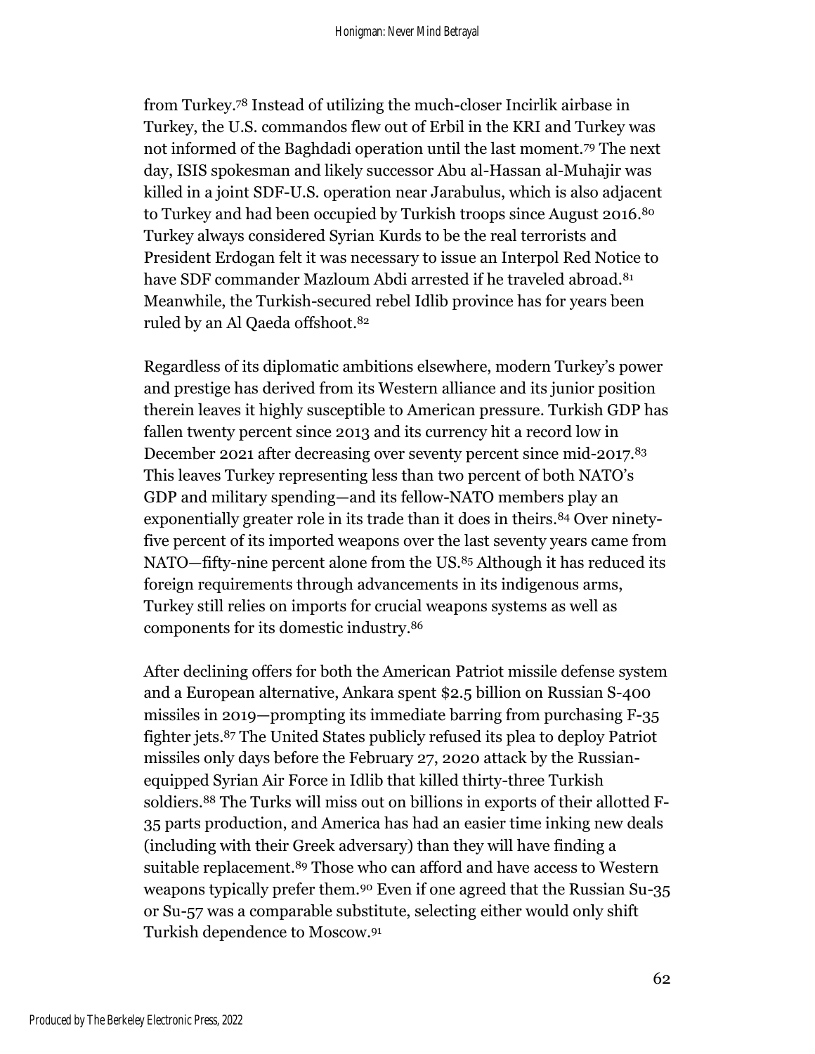from Turkey.[78] Instead of utilizing the much-closer Incirlik airbase in Turkey, the U.S. commandos flew out of Erbil in the KRI and Turkey was not informed of the Baghdadi operation until the last moment.[79] The next day, ISIS spokesman and likely successor Abu al-Hassan al-Muhajir was killed in a joint SDF-U.S. operation near Jarabulus, which is also adjacent to Turkey and had been occupied by Turkish troops since August 2016.[80] Turkey always considered Syrian Kurds to be the real terrorists and President Erdogan felt it was necessary to issue an Interpol Red Notice to have SDF commander Mazloum Abdi arrested if he traveled abroad.[81] Meanwhile, the Turkish-secured rebel Idlib province has for years been ruled by an Al Qaeda offshoot.[82]

Regardless of its diplomatic ambitions elsewhere, modern Turkey's power and prestige has derived from its Western alliance and its junior position therein leaves it highly susceptible to American pressure. Turkish GDP has fallen twenty percent since 2013 and its currency hit a record low in December 2021 after decreasing over seventy percent since mid-2017.[83] This leaves Turkey representing less than two percent of both NATO's GDP and military spending—and its fellow-NATO members play an exponentially greater role in its trade than it does in theirs.[84] Over ninety-five percent of its imported weapons over the last seventy years came from NATO—fifty-nine percent alone from the US.[85] Although it has reduced its foreign requirements through advancements in its indigenous arms, Turkey still relies on imports for crucial weapons systems as well as components for its domestic industry.[86]

After declining offers for both the American Patriot missile defense system and a European alternative, Ankara spent $2.5 billion on Russian S-400 missiles in 2019—prompting its immediate barring from purchasing F-35 fighter jets.[87] The United States publicly refused its plea to deploy Patriot missiles only days before the February 27, 2020 attack by the Russian-equipped Syrian Air Force in Idlib that killed thirty-three Turkish soldiers.[88] The Turks will miss out on billions in exports of their allotted F-35 parts production, and America has had an easier time inking new deals (including with their Greek adversary) than they will have finding a suitable replacement.[89] Those who can afford and have access to Western weapons typically prefer them.[90] Even if one agreed that the Russian Su-35 or Su-57 was a comparable substitute, selecting either would only shift Turkish dependence to Moscow.[91]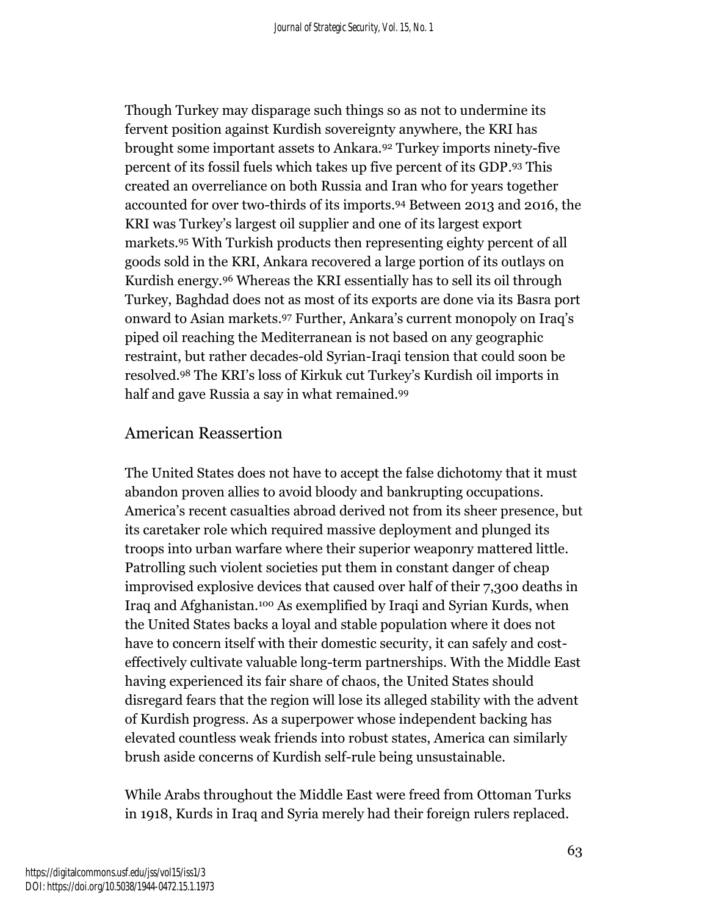Though Turkey may disparage such things so as not to undermine its fervent position against Kurdish sovereignty anywhere, the KRI has brought some important assets to Ankara.[92] Turkey imports ninety-five percent of its fossil fuels which takes up five percent of its GDP.[93] This created an overreliance on both Russia and Iran who for years together accounted for over two-thirds of its imports.[94] Between 2013 and 2016, the KRI was Turkey's largest oil supplier and one of its largest export markets.[95] With Turkish products then representing eighty percent of all goods sold in the KRI, Ankara recovered a large portion of its outlays on Kurdish energy.[96] Whereas the KRI essentially has to sell its oil through Turkey, Baghdad does not as most of its exports are done via its Basra port onward to Asian markets.[97] Further, Ankara's current monopoly on Iraq's piped oil reaching the Mediterranean is not based on any geographic restraint, but rather decades-old Syrian-Iraqi tension that could soon be resolved.[98] The KRI's loss of Kirkuk cut Turkey's Kurdish oil imports in half and gave Russia a say in what remained.[99]

## American Reassertion

The United States does not have to accept the false dichotomy that it must abandon proven allies to avoid bloody and bankrupting occupations. America's recent casualties abroad derived not from its sheer presence, but its caretaker role which required massive deployment and plunged its troops into urban warfare where their superior weaponry mattered little. Patrolling such violent societies put them in constant danger of cheap improvised explosive devices that caused over half of their 7,300 deaths in Iraq and Afghanistan.[100] As exemplified by Iraqi and Syrian Kurds, when the United States backs a loyal and stable population where it does not have to concern itself with their domestic security, it can safely and cost-effectively cultivate valuable long-term partnerships. With the Middle East having experienced its fair share of chaos, the United States should disregard fears that the region will lose its alleged stability with the advent of Kurdish progress. As a superpower whose independent backing has elevated countless weak friends into robust states, America can similarly brush aside concerns of Kurdish self-rule being unsustainable.

While Arabs throughout the Middle East were freed from Ottoman Turks in 1918, Kurds in Iraq and Syria merely had their foreign rulers replaced.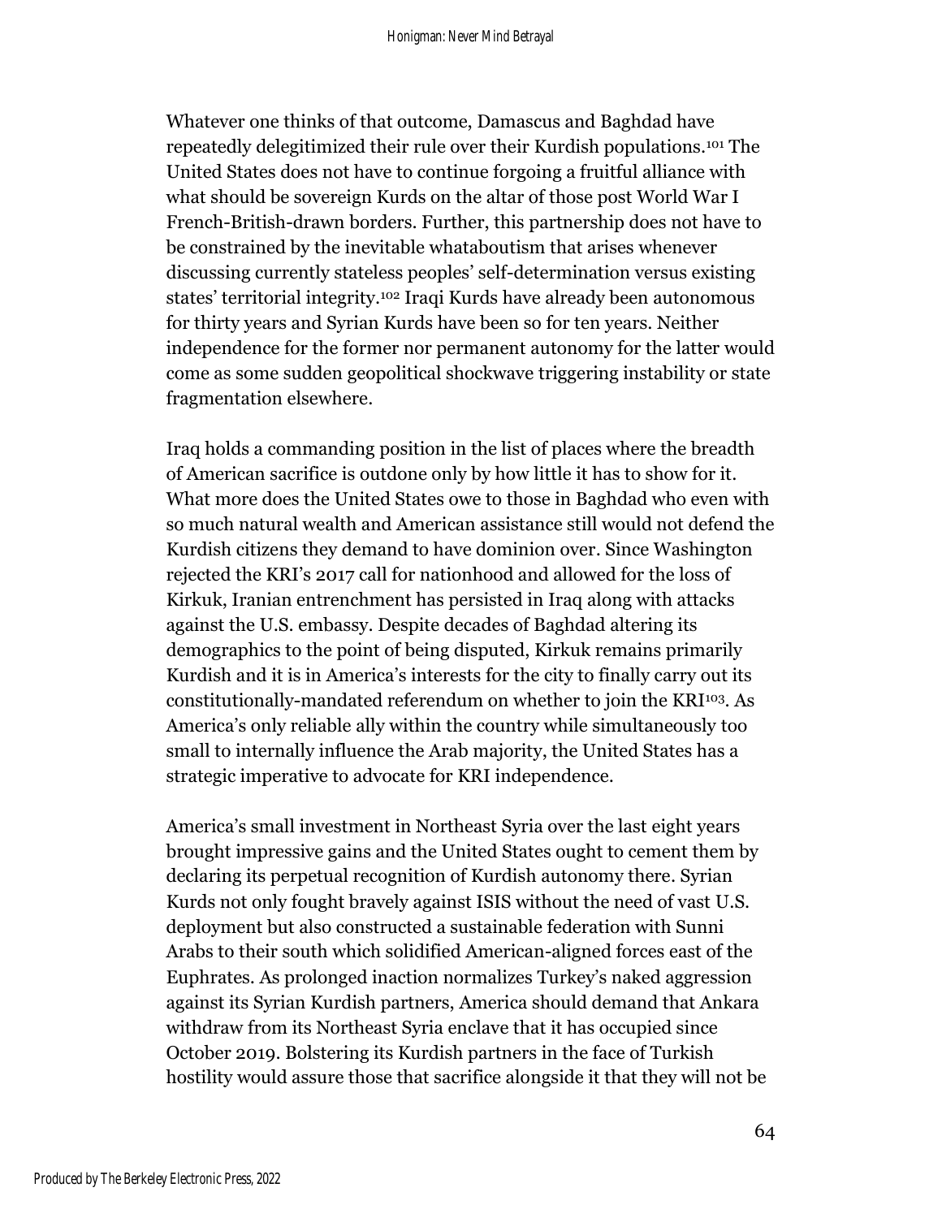Whatever one thinks of that outcome, Damascus and Baghdad have repeatedly delegitimized their rule over their Kurdish populations.[101] The United States does not have to continue forgoing a fruitful alliance with what should be sovereign Kurds on the altar of those post World War I French-British-drawn borders. Further, this partnership does not have to be constrained by the inevitable whataboutism that arises whenever discussing currently stateless peoples' self-determination versus existing states' territorial integrity.[102] Iraqi Kurds have already been autonomous for thirty years and Syrian Kurds have been so for ten years. Neither independence for the former nor permanent autonomy for the latter would come as some sudden geopolitical shockwave triggering instability or state fragmentation elsewhere.

Iraq holds a commanding position in the list of places where the breadth of American sacrifice is outdone only by how little it has to show for it. What more does the United States owe to those in Baghdad who even with so much natural wealth and American assistance still would not defend the Kurdish citizens they demand to have dominion over. Since Washington rejected the KRI's 2017 call for nationhood and allowed for the loss of Kirkuk, Iranian entrenchment has persisted in Iraq along with attacks against the U.S. embassy. Despite decades of Baghdad altering its demographics to the point of being disputed, Kirkuk remains primarily Kurdish and it is in America's interests for the city to finally carry out its constitutionally-mandated referendum on whether to join the KRI[103]. As America's only reliable ally within the country while simultaneously too small to internally influence the Arab majority, the United States has a strategic imperative to advocate for KRI independence.

America's small investment in Northeast Syria over the last eight years brought impressive gains and the United States ought to cement them by declaring its perpetual recognition of Kurdish autonomy there. Syrian Kurds not only fought bravely against ISIS without the need of vast U.S. deployment but also constructed a sustainable federation with Sunni Arabs to their south which solidified American-aligned forces east of the Euphrates. As prolonged inaction normalizes Turkey's naked aggression against its Syrian Kurdish partners, America should demand that Ankara withdraw from its Northeast Syria enclave that it has occupied since October 2019. Bolstering its Kurdish partners in the face of Turkish hostility would assure those that sacrifice alongside it that they will not be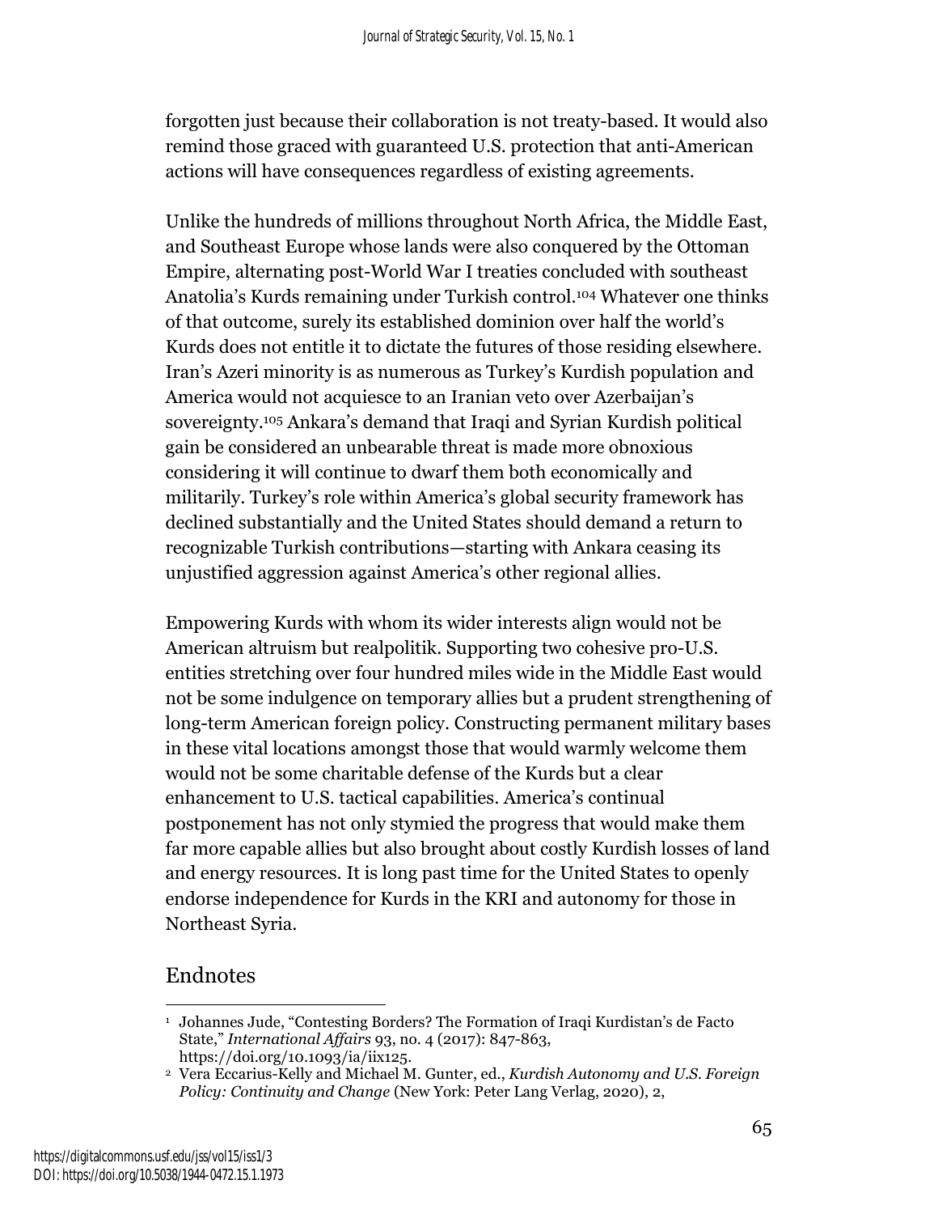forgotten just because their collaboration is not treaty-based. It would also remind those graced with guaranteed U.S. protection that anti-American actions will have consequences regardless of existing agreements.

Unlike the hundreds of millions throughout North Africa, the Middle East, and Southeast Europe whose lands were also conquered by the Ottoman Empire, alternating post-World War I treaties concluded with southeast Anatolia's Kurds remaining under Turkish control.[104] Whatever one thinks of that outcome, surely its established dominion over half the world's Kurds does not entitle it to dictate the futures of those residing elsewhere. Iran's Azeri minority is as numerous as Turkey's Kurdish population and America would not acquiesce to an Iranian veto over Azerbaijan's sovereignty.[105] Ankara's demand that Iraqi and Syrian Kurdish political gain be considered an unbearable threat is made more obnoxious considering it will continue to dwarf them both economically and militarily. Turkey's role within America's global security framework has declined substantially and the United States should demand a return to recognizable Turkish contributions—starting with Ankara ceasing its unjustified aggression against America's other regional allies.

Empowering Kurds with whom its wider interests align would not be American altruism but realpolitik. Supporting two cohesive pro-U.S. entities stretching over four hundred miles wide in the Middle East would not be some indulgence on temporary allies but a prudent strengthening of long-term American foreign policy. Constructing permanent military bases in these vital locations amongst those that would warmly welcome them would not be some charitable defense of the Kurds but a clear enhancement to U.S. tactical capabilities. America's continual postponement has not only stymied the progress that would make them far more capable allies but also brought about costly Kurdish losses of land and energy resources. It is long past time for the United States to openly endorse independence for Kurds in the KRI and autonomy for those in Northeast Syria.

## Endnotes

1. Johannes Jude, "Contesting Borders? The Formation of Iraqi Kurdistan's de Facto State," *International Affairs* 93, no. 4 (2017): 847-863, https://doi.org/10.1093/ia/iix125.
2. Vera Eccarius-Kelly and Michael M. Gunter, ed., *Kurdish Autonomy and U.S. Foreign Policy: Continuity and Change* (New York: Peter Lang Verlag, 2020), 2,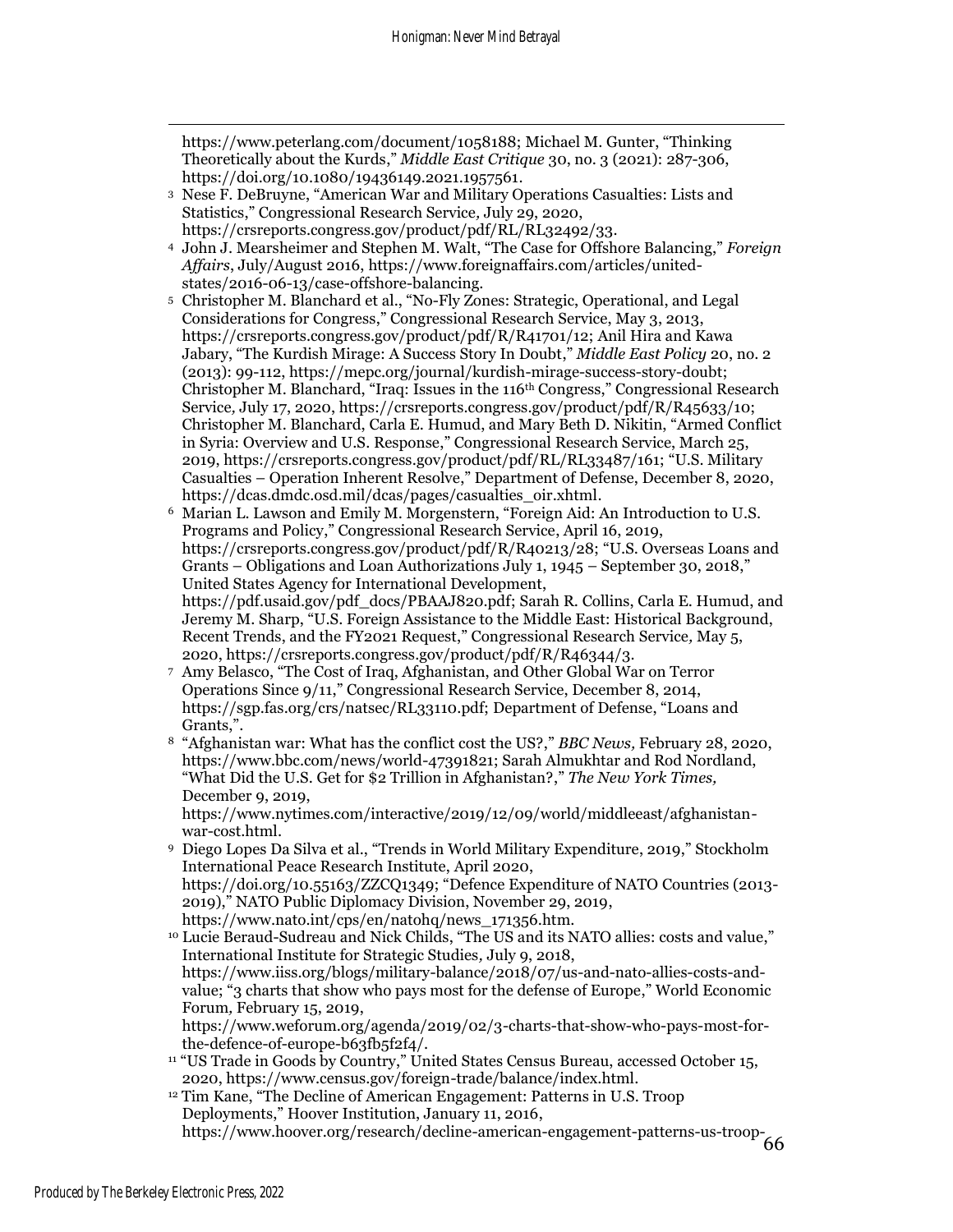https://www.peterlang.com/document/1058188; Michael M. Gunter, "Thinking Theoretically about the Kurds," *Middle East Critique* 30, no. 3 (2021): 287-306, https://doi.org/10.1080/19436149.2021.1957561.

[3] Nese F. DeBruyne, "American War and Military Operations Casualties: Lists and Statistics," Congressional Research Service, July 29, 2020, https://crsreports.congress.gov/product/pdf/RL/RL32492/33.

[4] John J. Mearsheimer and Stephen M. Walt, "The Case for Offshore Balancing," *Foreign Affairs*, July/August 2016, https://www.foreignaffairs.com/articles/united-states/2016-06-13/case-offshore-balancing.

[5] Christopher M. Blanchard et al., "No-Fly Zones: Strategic, Operational, and Legal Considerations for Congress," Congressional Research Service, May 3, 2013, https://crsreports.congress.gov/product/pdf/R/R41701/12; Anil Hira and Kawa Jabary, "The Kurdish Mirage: A Success Story In Doubt," *Middle East Policy* 20, no. 2 (2013): 99-112, https://mepc.org/journal/kurdish-mirage-success-story-doubt; Christopher M. Blanchard, "Iraq: Issues in the 116th Congress," Congressional Research Service, July 17, 2020, https://crsreports.congress.gov/product/pdf/R/R45633/10; Christopher M. Blanchard, Carla E. Humud, and Mary Beth D. Nikitin, "Armed Conflict in Syria: Overview and U.S. Response," Congressional Research Service, March 25, 2019, https://crsreports.congress.gov/product/pdf/RL/RL33487/161; "U.S. Military Casualties – Operation Inherent Resolve," Department of Defense, December 8, 2020, https://dcas.dmdc.osd.mil/dcas/pages/casualties_oir.xhtml.

[6] Marian L. Lawson and Emily M. Morgenstern, "Foreign Aid: An Introduction to U.S. Programs and Policy," Congressional Research Service, April 16, 2019, https://crsreports.congress.gov/product/pdf/R/R40213/28; "U.S. Overseas Loans and Grants – Obligations and Loan Authorizations July 1, 1945 – September 30, 2018," United States Agency for International Development, https://pdf.usaid.gov/pdf_docs/PBAAJ820.pdf; Sarah R. Collins, Carla E. Humud, and Jeremy M. Sharp, "U.S. Foreign Assistance to the Middle East: Historical Background, Recent Trends, and the FY2021 Request," Congressional Research Service, May 5, 2020, https://crsreports.congress.gov/product/pdf/R/R46344/3.

[7] Amy Belasco, "The Cost of Iraq, Afghanistan, and Other Global War on Terror Operations Since 9/11," Congressional Research Service, December 8, 2014, https://sgp.fas.org/crs/natsec/RL33110.pdf; Department of Defense, "Loans and Grants,".

[8] "Afghanistan war: What has the conflict cost the US?," *BBC News,* February 28, 2020, https://www.bbc.com/news/world-47391821; Sarah Almukhtar and Rod Nordland, "What Did the U.S. Get for $2 Trillion in Afghanistan?," *The New York Times,* December 9, 2019, https://www.nytimes.com/interactive/2019/12/09/world/middleeast/afghanistan-war-cost.html.

[9] Diego Lopes Da Silva et al., "Trends in World Military Expenditure, 2019," Stockholm International Peace Research Institute, April 2020, https://doi.org/10.55163/ZZCQ1349; "Defence Expenditure of NATO Countries (2013-2019)," NATO Public Diplomacy Division, November 29, 2019, https://www.nato.int/cps/en/natohq/news_171356.htm.

[10] Lucie Beraud-Sudreau and Nick Childs, "The US and its NATO allies: costs and value," International Institute for Strategic Studies, July 9, 2018, https://www.iiss.org/blogs/military-balance/2018/07/us-and-nato-allies-costs-and-value; "3 charts that show who pays most for the defense of Europe," World Economic Forum, February 15, 2019, https://www.weforum.org/agenda/2019/02/3-charts-that-show-who-pays-most-for-the-defence-of-europe-b63fb5f2f4/.

[11] "US Trade in Goods by Country," United States Census Bureau, accessed October 15, 2020, https://www.census.gov/foreign-trade/balance/index.html.

[12] Tim Kane, "The Decline of American Engagement: Patterns in U.S. Troop Deployments," Hoover Institution, January 11, 2016, https://www.hoover.org/research/decline-american-engagement-patterns-us-troop-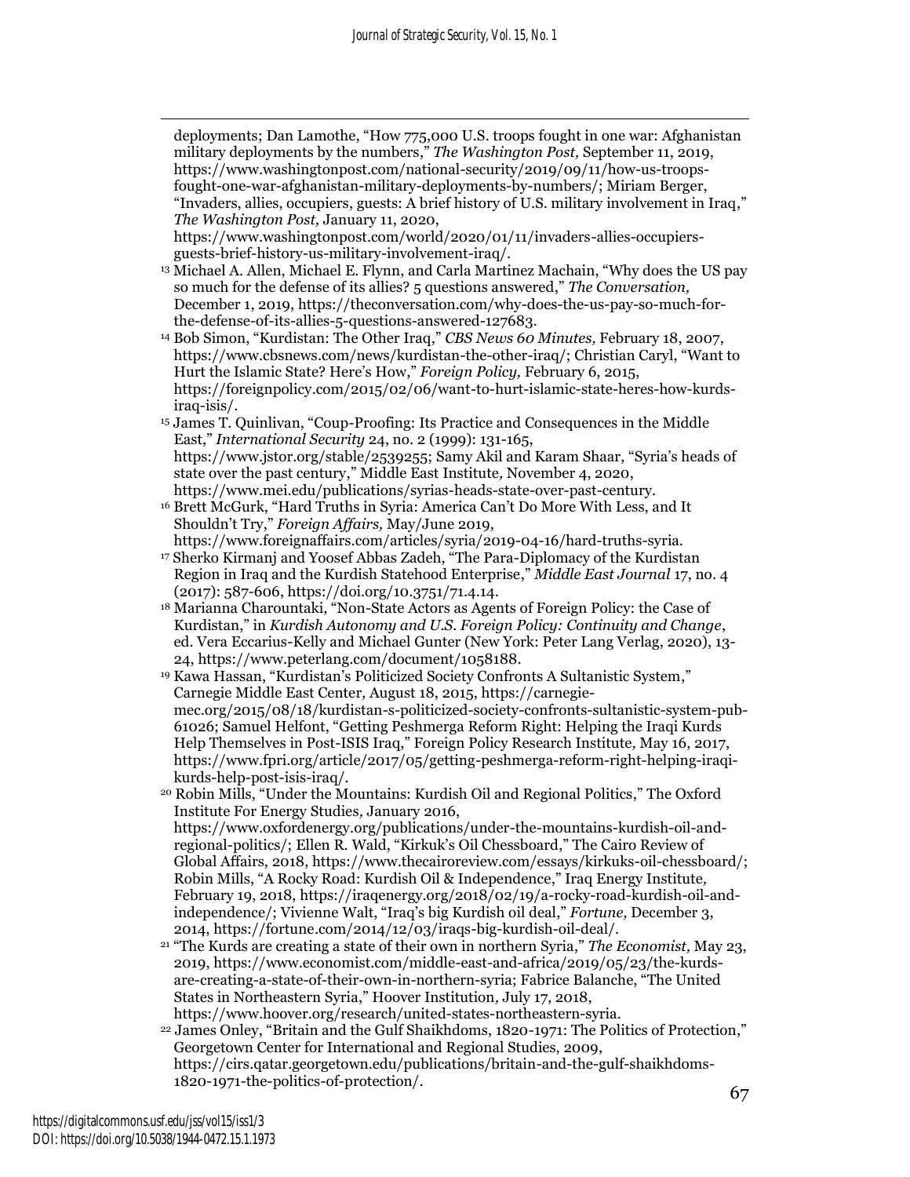deployments; Dan Lamothe, "How 775,000 U.S. troops fought in one war: Afghanistan military deployments by the numbers," *The Washington Post,* September 11, 2019, https://www.washingtonpost.com/national-security/2019/09/11/how-us-troops-fought-one-war-afghanistan-military-deployments-by-numbers/; Miriam Berger, "Invaders, allies, occupiers, guests: A brief history of U.S. military involvement in Iraq," *The Washington Post,* January 11, 2020, https://www.washingtonpost.com/world/2020/01/11/invaders-allies-occupiers-guests-brief-history-us-military-involvement-iraq/.

[13] Michael A. Allen, Michael E. Flynn, and Carla Martinez Machain, "Why does the US pay so much for the defense of its allies? 5 questions answered," *The Conversation,* December 1, 2019, https://theconversation.com/why-does-the-us-pay-so-much-for-the-defense-of-its-allies-5-questions-answered-127683.

[14] Bob Simon, "Kurdistan: The Other Iraq," *CBS News 60 Minutes,* February 18, 2007, https://www.cbsnews.com/news/kurdistan-the-other-iraq/; Christian Caryl, "Want to Hurt the Islamic State? Here's How," *Foreign Policy,* February 6, 2015, https://foreignpolicy.com/2015/02/06/want-to-hurt-islamic-state-heres-how-kurds-iraq-isis/.

[15] James T. Quinlivan, "Coup-Proofing: Its Practice and Consequences in the Middle East," *International Security* 24, no. 2 (1999): 131-165, https://www.jstor.org/stable/2539255; Samy Akil and Karam Shaar, "Syria's heads of state over the past century," Middle East Institute, November 4, 2020, https://www.mei.edu/publications/syrias-heads-state-over-past-century.

[16] Brett McGurk, "Hard Truths in Syria: America Can't Do More With Less, and It Shouldn't Try," *Foreign Affairs,* May/June 2019, https://www.foreignaffairs.com/articles/syria/2019-04-16/hard-truths-syria.

[17] Sherko Kirmanj and Yoosef Abbas Zadeh, "The Para-Diplomacy of the Kurdistan Region in Iraq and the Kurdish Statehood Enterprise," *Middle East Journal* 17, no. 4 (2017): 587-606, https://doi.org/10.3751/71.4.14.

[18] Marianna Charountaki, "Non-State Actors as Agents of Foreign Policy: the Case of Kurdistan," in *Kurdish Autonomy and U.S. Foreign Policy: Continuity and Change*, ed. Vera Eccarius-Kelly and Michael Gunter (New York: Peter Lang Verlag, 2020), 13-24, https://www.peterlang.com/document/1058188.

[19] Kawa Hassan, "Kurdistan's Politicized Society Confronts A Sultanistic System," Carnegie Middle East Center, August 18, 2015, https://carnegie-mec.org/2015/08/18/kurdistan-s-politicized-society-confronts-sultanistic-system-pub-61026; Samuel Helfont, "Getting Peshmerga Reform Right: Helping the Iraqi Kurds Help Themselves in Post-ISIS Iraq," Foreign Policy Research Institute, May 16, 2017, https://www.fpri.org/article/2017/05/getting-peshmerga-reform-right-helping-iraqi-kurds-help-post-isis-iraq/.

[20] Robin Mills, "Under the Mountains: Kurdish Oil and Regional Politics," The Oxford Institute For Energy Studies, January 2016, https://www.oxfordenergy.org/publications/under-the-mountains-kurdish-oil-and-regional-politics/; Ellen R. Wald, "Kirkuk's Oil Chessboard," The Cairo Review of Global Affairs, 2018, https://www.thecairoreview.com/essays/kirkuks-oil-chessboard/; Robin Mills, "A Rocky Road: Kurdish Oil & Independence," Iraq Energy Institute, February 19, 2018, https://iraqenergy.org/2018/02/19/a-rocky-road-kurdish-oil-and-independence/; Vivienne Walt, "Iraq's big Kurdish oil deal," *Fortune,* December 3, 2014, https://fortune.com/2014/12/03/iraqs-big-kurdish-oil-deal/.

[21] "The Kurds are creating a state of their own in northern Syria," *The Economist,* May 23, 2019, https://www.economist.com/middle-east-and-africa/2019/05/23/the-kurds-are-creating-a-state-of-their-own-in-northern-syria; Fabrice Balanche, "The United States in Northeastern Syria," Hoover Institution, July 17, 2018, https://www.hoover.org/research/united-states-northeastern-syria.

[22] James Onley, "Britain and the Gulf Shaikhdoms, 1820-1971: The Politics of Protection," Georgetown Center for International and Regional Studies, 2009, https://cirs.qatar.georgetown.edu/publications/britain-and-the-gulf-shaikhdoms-1820-1971-the-politics-of-protection/.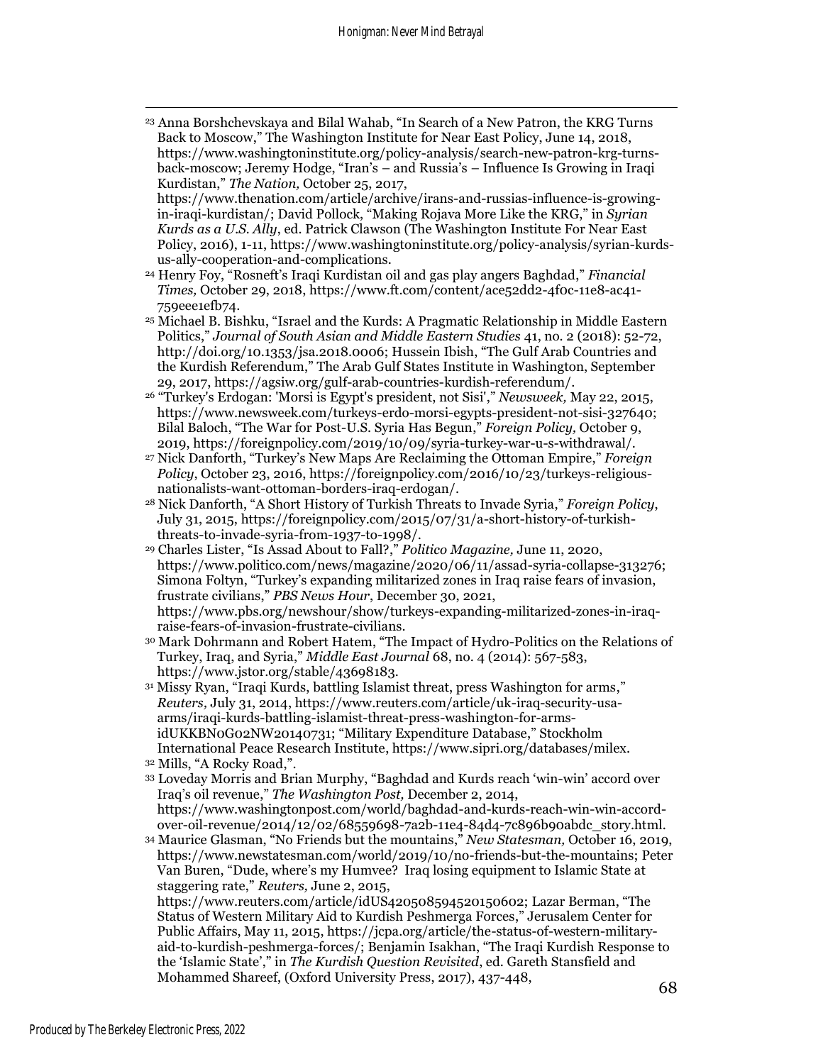[23] Anna Borshchevskaya and Bilal Wahab, "In Search of a New Patron, the KRG Turns Back to Moscow," The Washington Institute for Near East Policy, June 14, 2018, https://www.washingtoninstitute.org/policy-analysis/search-new-patron-krg-turns-back-moscow; Jeremy Hodge, "Iran's – and Russia's – Influence Is Growing in Iraqi Kurdistan," *The Nation,* October 25, 2017, https://www.thenation.com/article/archive/irans-and-russias-influence-is-growing-in-iraqi-kurdistan/; David Pollock, "Making Rojava More Like the KRG," in *Syrian Kurds as a U.S. Ally*, ed. Patrick Clawson (The Washington Institute For Near East Policy, 2016), 1-11, https://www.washingtoninstitute.org/policy-analysis/syrian-kurds-us-ally-cooperation-and-complications.

[24] Henry Foy, "Rosneft's Iraqi Kurdistan oil and gas play angers Baghdad," *Financial Times,* October 29, 2018, https://www.ft.com/content/ace52dd2-4f0c-11e8-ac41-759eee1efb74.

[25] Michael B. Bishku, "Israel and the Kurds: A Pragmatic Relationship in Middle Eastern Politics," *Journal of South Asian and Middle Eastern Studies* 41, no. 2 (2018): 52-72, http://doi.org/10.1353/jsa.2018.0006; Hussein Ibish, "The Gulf Arab Countries and the Kurdish Referendum," The Arab Gulf States Institute in Washington, September 29, 2017, https://agsiw.org/gulf-arab-countries-kurdish-referendum/.

[26] "Turkey's Erdogan: 'Morsi is Egypt's president, not Sisi'," *Newsweek,* May 22, 2015, https://www.newsweek.com/turkeys-erdo-morsi-egypts-president-not-sisi-327640; Bilal Baloch, "The War for Post-U.S. Syria Has Begun," *Foreign Policy,* October 9, 2019, https://foreignpolicy.com/2019/10/09/syria-turkey-war-u-s-withdrawal/.

[27] Nick Danforth, "Turkey's New Maps Are Reclaiming the Ottoman Empire," *Foreign Policy*, October 23, 2016, https://foreignpolicy.com/2016/10/23/turkeys-religious-nationalists-want-ottoman-borders-iraq-erdogan/.

[28] Nick Danforth, "A Short History of Turkish Threats to Invade Syria," *Foreign Policy*, July 31, 2015, https://foreignpolicy.com/2015/07/31/a-short-history-of-turkish-threats-to-invade-syria-from-1937-to-1998/.

[29] Charles Lister, "Is Assad About to Fall?," *Politico Magazine,* June 11, 2020, https://www.politico.com/news/magazine/2020/06/11/assad-syria-collapse-313276; Simona Foltyn, "Turkey's expanding militarized zones in Iraq raise fears of invasion, frustrate civilians," *PBS News Hour*, December 30, 2021, https://www.pbs.org/newshour/show/turkeys-expanding-militarized-zones-in-iraq-raise-fears-of-invasion-frustrate-civilians.

[30] Mark Dohrmann and Robert Hatem, "The Impact of Hydro-Politics on the Relations of Turkey, Iraq, and Syria," *Middle East Journal* 68, no. 4 (2014): 567-583, https://www.jstor.org/stable/43698183.

[31] Missy Ryan, "Iraqi Kurds, battling Islamist threat, press Washington for arms," *Reuters,* July 31, 2014, https://www.reuters.com/article/uk-iraq-security-usa-arms/iraqi-kurds-battling-islamist-threat-press-washington-for-arms-idUKKBN0G02NW20140731; "Military Expenditure Database," Stockholm International Peace Research Institute, https://www.sipri.org/databases/milex.

[32] Mills, "A Rocky Road,".

[33] Loveday Morris and Brian Murphy, "Baghdad and Kurds reach 'win-win' accord over Iraq's oil revenue," *The Washington Post,* December 2, 2014, https://www.washingtonpost.com/world/baghdad-and-kurds-reach-win-win-accord-over-oil-revenue/2014/12/02/68559698-7a2b-11e4-84d4-7c896b90abdc_story.html.

[34] Maurice Glasman, "No Friends but the mountains," *New Statesman,* October 16, 2019, https://www.newstatesman.com/world/2019/10/no-friends-but-the-mountains; Peter Van Buren, "Dude, where's my Humvee? Iraq losing equipment to Islamic State at staggering rate," *Reuters,* June 2, 2015, https://www.reuters.com/article/idUS420508594520150602; Lazar Berman, "The Status of Western Military Aid to Kurdish Peshmerga Forces," Jerusalem Center for Public Affairs, May 11, 2015, https://jcpa.org/article/the-status-of-western-military-aid-to-kurdish-peshmerga-forces/; Benjamin Isakhan, "The Iraqi Kurdish Response to the 'Islamic State'," in *The Kurdish Question Revisited*, ed. Gareth Stansfield and Mohammed Shareef, (Oxford University Press, 2017), 437-448,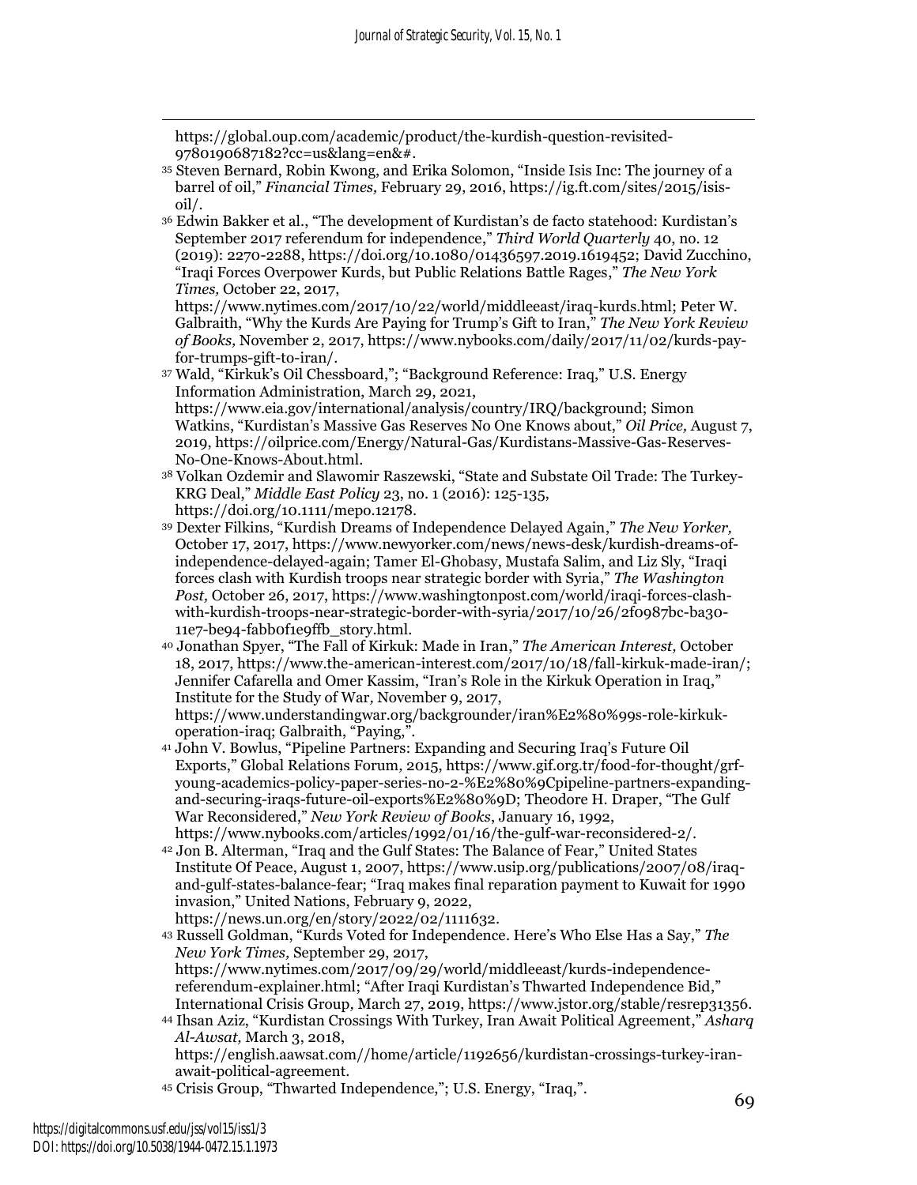https://global.oup.com/academic/product/the-kurdish-question-revisited-9780190687182?cc=us&lang=en&#.

[35] Steven Bernard, Robin Kwong, and Erika Solomon, "Inside Isis Inc: The journey of a barrel of oil," *Financial Times,* February 29, 2016, https://ig.ft.com/sites/2015/isis-oil/.

[36] Edwin Bakker et al., "The development of Kurdistan's de facto statehood: Kurdistan's September 2017 referendum for independence," *Third World Quarterly* 40, no. 12 (2019): 2270-2288, https://doi.org/10.1080/01436597.2019.1619452; David Zucchino, "Iraqi Forces Overpower Kurds, but Public Relations Battle Rages," *The New York Times,* October 22, 2017, https://www.nytimes.com/2017/10/22/world/middleeast/iraq-kurds.html; Peter W. Galbraith, "Why the Kurds Are Paying for Trump's Gift to Iran," *The New York Review of Books,* November 2, 2017, https://www.nybooks.com/daily/2017/11/02/kurds-pay-for-trumps-gift-to-iran/.

[37] Wald, "Kirkuk's Oil Chessboard,"; "Background Reference: Iraq," U.S. Energy Information Administration, March 29, 2021, https://www.eia.gov/international/analysis/country/IRQ/background; Simon Watkins, "Kurdistan's Massive Gas Reserves No One Knows about," *Oil Price,* August 7, 2019, https://oilprice.com/Energy/Natural-Gas/Kurdistans-Massive-Gas-Reserves-No-One-Knows-About.html.

[38] Volkan Ozdemir and Slawomir Raszewski, "State and Substate Oil Trade: The Turkey-KRG Deal," *Middle East Policy* 23, no. 1 (2016): 125-135, https://doi.org/10.1111/mepo.12178.

[39] Dexter Filkins, "Kurdish Dreams of Independence Delayed Again," *The New Yorker,* October 17, 2017, https://www.newyorker.com/news/news-desk/kurdish-dreams-of-independence-delayed-again; Tamer El-Ghobasy, Mustafa Salim, and Liz Sly, "Iraqi forces clash with Kurdish troops near strategic border with Syria," *The Washington Post,* October 26, 2017, https://www.washingtonpost.com/world/iraqi-forces-clash-with-kurdish-troops-near-strategic-border-with-syria/2017/10/26/2f0987bc-ba30-11e7-be94-fabb0f1e9ffb_story.html.

[40] Jonathan Spyer, "The Fall of Kirkuk: Made in Iran," *The American Interest,* October 18, 2017, https://www.the-american-interest.com/2017/10/18/fall-kirkuk-made-iran/; Jennifer Cafarella and Omer Kassim, "Iran's Role in the Kirkuk Operation in Iraq," Institute for the Study of War*,* November 9, 2017, https://www.understandingwar.org/backgrounder/iran%E2%80%99s-role-kirkuk-operation-iraq; Galbraith, "Paying,".

[41] John V. Bowlus, "Pipeline Partners: Expanding and Securing Iraq's Future Oil Exports," Global Relations Forum*,* 2015, https://www.gif.org.tr/food-for-thought/grf-young-academics-policy-paper-series-no-2-%E2%80%9Cpipeline-partners-expanding-and-securing-iraqs-future-oil-exports%E2%80%9D; Theodore H. Draper, "The Gulf War Reconsidered," *New York Review of Books*, January 16, 1992, https://www.nybooks.com/articles/1992/01/16/the-gulf-war-reconsidered-2/.

[42] Jon B. Alterman, "Iraq and the Gulf States: The Balance of Fear," United States Institute Of Peace, August 1, 2007, https://www.usip.org/publications/2007/08/iraq-and-gulf-states-balance-fear; "Iraq makes final reparation payment to Kuwait for 1990 invasion," United Nations, February 9, 2022, https://news.un.org/en/story/2022/02/1111632.

[43] Russell Goldman, "Kurds Voted for Independence. Here's Who Else Has a Say," *The New York Times,* September 29, 2017, https://www.nytimes.com/2017/09/29/world/middleeast/kurds-independence-referendum-explainer.html; "After Iraqi Kurdistan's Thwarted Independence Bid," International Crisis Group*,* March 27, 2019, https://www.jstor.org/stable/resrep31356.

[44] Ihsan Aziz, "Kurdistan Crossings With Turkey, Iran Await Political Agreement," *Asharq Al-Awsat,* March 3, 2018, https://english.aawsat.com//home/article/1192656/kurdistan-crossings-turkey-iran-await-political-agreement.

[45] Crisis Group, "Thwarted Independence,"; U.S. Energy, "Iraq,".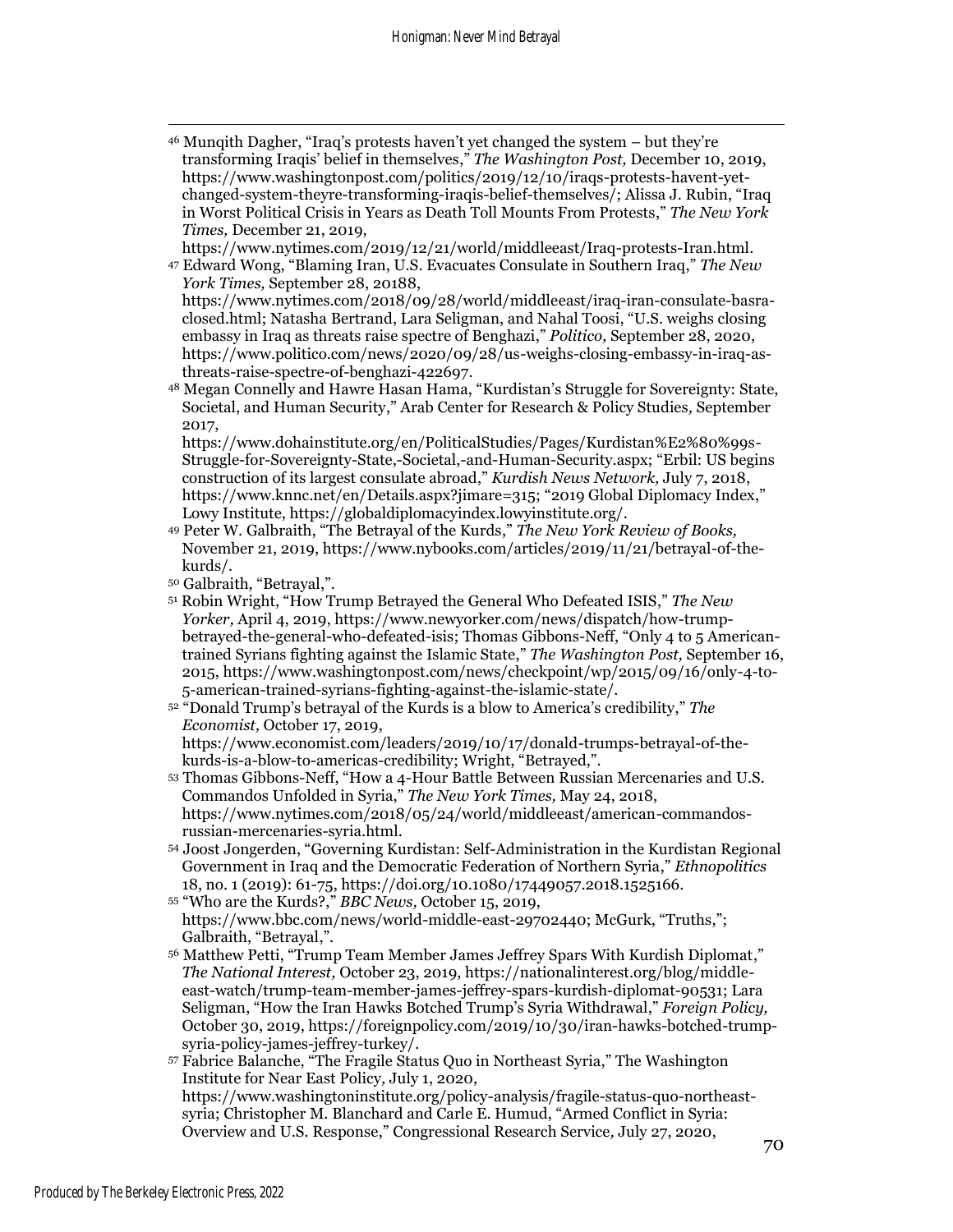[46] Munqith Dagher, "Iraq's protests haven't yet changed the system – but they're transforming Iraqis' belief in themselves," *The Washington Post,* December 10, 2019, https://www.washingtonpost.com/politics/2019/12/10/iraqs-protests-havent-yet-changed-system-theyre-transforming-iraqis-belief-themselves/; Alissa J. Rubin, "Iraq in Worst Political Crisis in Years as Death Toll Mounts From Protests," *The New York Times,* December 21, 2019, https://www.nytimes.com/2019/12/21/world/middleeast/Iraq-protests-Iran.html.

[47] Edward Wong, "Blaming Iran, U.S. Evacuates Consulate in Southern Iraq," *The New York Times,* September 28, 20188, https://www.nytimes.com/2018/09/28/world/middleeast/iraq-iran-consulate-basra-closed.html; Natasha Bertrand, Lara Seligman, and Nahal Toosi, "U.S. weighs closing embassy in Iraq as threats raise spectre of Benghazi," *Politico,* September 28, 2020, https://www.politico.com/news/2020/09/28/us-weighs-closing-embassy-in-iraq-as-threats-raise-spectre-of-benghazi-422697.

[48] Megan Connelly and Hawre Hasan Hama, "Kurdistan's Struggle for Sovereignty: State, Societal, and Human Security," Arab Center for Research & Policy Studies, September 2017, https://www.dohainstitute.org/en/PoliticalStudies/Pages/Kurdistan%E2%80%99s-Struggle-for-Sovereignty-State,-Societal,-and-Human-Security.aspx; "Erbil: US begins construction of its largest consulate abroad," *Kurdish News Network,* July 7, 2018, https://www.knnc.net/en/Details.aspx?jimare=315; "2019 Global Diplomacy Index," Lowy Institute, https://globaldiplomacyindex.lowyinstitute.org/.

[49] Peter W. Galbraith, "The Betrayal of the Kurds," *The New York Review of Books,* November 21, 2019, https://www.nybooks.com/articles/2019/11/21/betrayal-of-the-kurds/.

[50] Galbraith, "Betrayal,".

[51] Robin Wright, "How Trump Betrayed the General Who Defeated ISIS," *The New Yorker,* April 4, 2019, https://www.newyorker.com/news/dispatch/how-trump-betrayed-the-general-who-defeated-isis; Thomas Gibbons-Neff, "Only 4 to 5 American-trained Syrians fighting against the Islamic State," *The Washington Post,* September 16, 2015, https://www.washingtonpost.com/news/checkpoint/wp/2015/09/16/only-4-to-5-american-trained-syrians-fighting-against-the-islamic-state/.

[52] "Donald Trump's betrayal of the Kurds is a blow to America's credibility," *The Economist,* October 17, 2019, https://www.economist.com/leaders/2019/10/17/donald-trumps-betrayal-of-the-kurds-is-a-blow-to-americas-credibility; Wright, "Betrayed,".

[53] Thomas Gibbons-Neff, "How a 4-Hour Battle Between Russian Mercenaries and U.S. Commandos Unfolded in Syria," *The New York Times,* May 24, 2018, https://www.nytimes.com/2018/05/24/world/middleeast/american-commandos-russian-mercenaries-syria.html.

[54] Joost Jongerden, "Governing Kurdistan: Self-Administration in the Kurdistan Regional Government in Iraq and the Democratic Federation of Northern Syria," *Ethnopolitics* 18, no. 1 (2019): 61-75, https://doi.org/10.1080/17449057.2018.1525166.

[55] "Who are the Kurds?," *BBC News,* October 15, 2019, https://www.bbc.com/news/world-middle-east-29702440; McGurk, "Truths,"; Galbraith, "Betrayal,".

[56] Matthew Petti, "Trump Team Member James Jeffrey Spars With Kurdish Diplomat," *The National Interest,* October 23, 2019, https://nationalinterest.org/blog/middle-east-watch/trump-team-member-james-jeffrey-spars-kurdish-diplomat-90531; Lara Seligman, "How the Iran Hawks Botched Trump's Syria Withdrawal," *Foreign Policy,* October 30, 2019, https://foreignpolicy.com/2019/10/30/iran-hawks-botched-trump-syria-policy-james-jeffrey-turkey/.

[57] Fabrice Balanche, "The Fragile Status Quo in Northeast Syria," The Washington Institute for Near East Policy, July 1, 2020, https://www.washingtoninstitute.org/policy-analysis/fragile-status-quo-northeast-syria; Christopher M. Blanchard and Carle E. Humud, "Armed Conflict in Syria: Overview and U.S. Response," Congressional Research Service, July 27, 2020,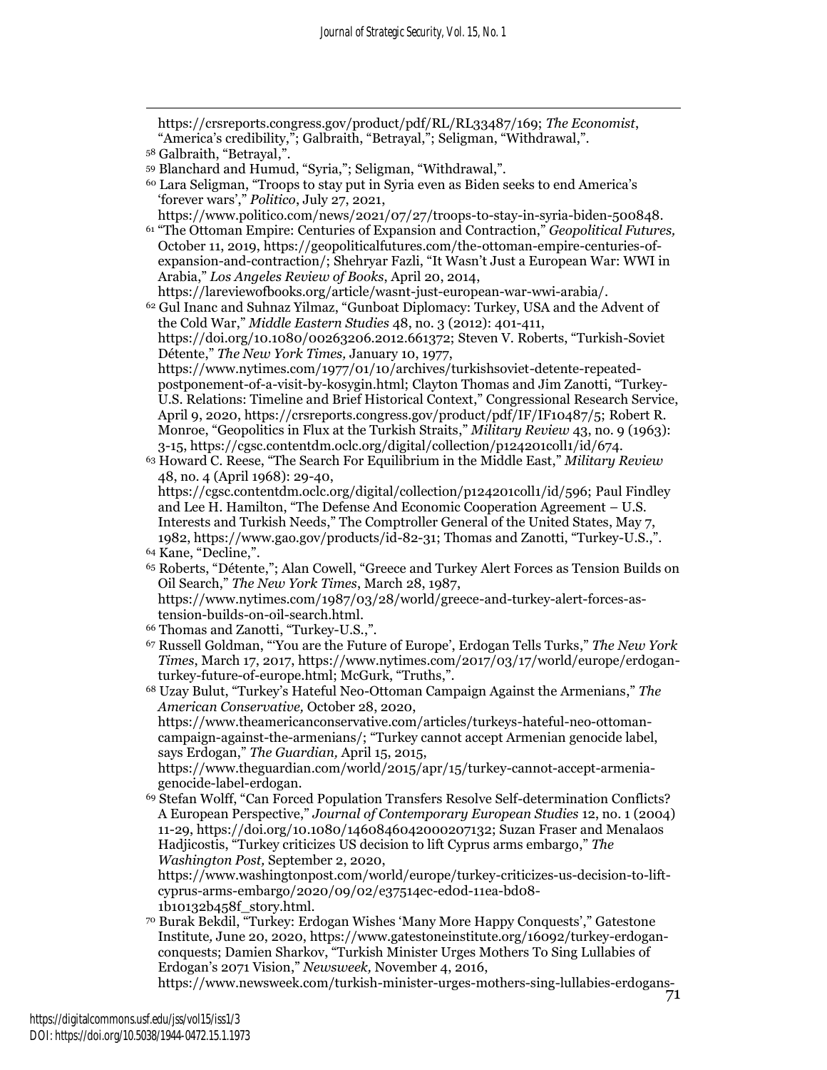https://crsreports.congress.gov/product/pdf/RL/RL33487/169; *The Economist*, "America's credibility,"; Galbraith, "Betrayal,"; Seligman, "Withdrawal,".

[58] Galbraith, "Betrayal,".

[59] Blanchard and Humud, "Syria,"; Seligman, "Withdrawal,".

[60] Lara Seligman, "Troops to stay put in Syria even as Biden seeks to end America's 'forever wars'," *Politico*, July 27, 2021, https://www.politico.com/news/2021/07/27/troops-to-stay-in-syria-biden-500848.

[61] "The Ottoman Empire: Centuries of Expansion and Contraction," *Geopolitical Futures,* October 11, 2019, https://geopoliticalfutures.com/the-ottoman-empire-centuries-of-expansion-and-contraction/; Shehryar Fazli, "It Wasn't Just a European War: WWI in Arabia," *Los Angeles Review of Books*, April 20, 2014, https://lareviewofbooks.org/article/wasnt-just-european-war-wwi-arabia/.

[62] Gul Inanc and Suhnaz Yilmaz, "Gunboat Diplomacy: Turkey, USA and the Advent of the Cold War," *Middle Eastern Studies* 48, no. 3 (2012): 401-411, https://doi.org/10.1080/00263206.2012.661372; Steven V. Roberts, "Turkish-Soviet Détente," *The New York Times,* January 10, 1977, https://www.nytimes.com/1977/01/10/archives/turkishsoviet-detente-repeated-postponement-of-a-visit-by-kosygin.html; Clayton Thomas and Jim Zanotti, "Turkey-U.S. Relations: Timeline and Brief Historical Context," Congressional Research Service, April 9, 2020, https://crsreports.congress.gov/product/pdf/IF/IF10487/5; Robert R. Monroe, "Geopolitics in Flux at the Turkish Straits," *Military Review* 43, no. 9 (1963): 3-15, https://cgsc.contentdm.oclc.org/digital/collection/p124201coll1/id/674.

[63] Howard C. Reese, "The Search For Equilibrium in the Middle East," *Military Review* 48, no. 4 (April 1968): 29-40, https://cgsc.contentdm.oclc.org/digital/collection/p124201coll1/id/596; Paul Findley and Lee H. Hamilton, "The Defense And Economic Cooperation Agreement – U.S. Interests and Turkish Needs," The Comptroller General of the United States, May 7, 1982, https://www.gao.gov/products/id-82-31; Thomas and Zanotti, "Turkey-U.S.,".

[64] Kane, "Decline,".

[65] Roberts, "Détente,"; Alan Cowell, "Greece and Turkey Alert Forces as Tension Builds on Oil Search," *The New York Times*, March 28, 1987, https://www.nytimes.com/1987/03/28/world/greece-and-turkey-alert-forces-as-tension-builds-on-oil-search.html.

[66] Thomas and Zanotti, "Turkey-U.S.,".

[67] Russell Goldman, "'You are the Future of Europe', Erdogan Tells Turks," *The New York Times*, March 17, 2017, https://www.nytimes.com/2017/03/17/world/europe/erdogan-turkey-future-of-europe.html; McGurk, "Truths,".

[68] Uzay Bulut, "Turkey's Hateful Neo-Ottoman Campaign Against the Armenians," *The American Conservative,* October 28, 2020, https://www.theamericanconservative.com/articles/turkeys-hateful-neo-ottoman-campaign-against-the-armenians/; "Turkey cannot accept Armenian genocide label, says Erdogan," *The Guardian,* April 15, 2015, https://www.theguardian.com/world/2015/apr/15/turkey-cannot-accept-armenia-genocide-label-erdogan.

[69] Stefan Wolff, "Can Forced Population Transfers Resolve Self-determination Conflicts? A European Perspective," *Journal of Contemporary European Studies* 12, no. 1 (2004) 11-29, https://doi.org/10.1080/1460846042000207132; Suzan Fraser and Menalaos Hadjicostis, "Turkey criticizes US decision to lift Cyprus arms embargo," *The Washington Post,* September 2, 2020, https://www.washingtonpost.com/world/europe/turkey-criticizes-us-decision-to-lift-cyprus-arms-embargo/2020/09/02/e37514ec-ed0d-11ea-bd08-1b10132b458f_story.html.

[70] Burak Bekdil, "Turkey: Erdogan Wishes 'Many More Happy Conquests'," Gatestone Institute*,* June 20, 2020, https://www.gatestoneinstitute.org/16092/turkey-erdogan-conquests; Damien Sharkov, "Turkish Minister Urges Mothers To Sing Lullabies of Erdogan's 2071 Vision," *Newsweek,* November 4, 2016, https://www.newsweek.com/turkish-minister-urges-mothers-sing-lullabies-erdogans-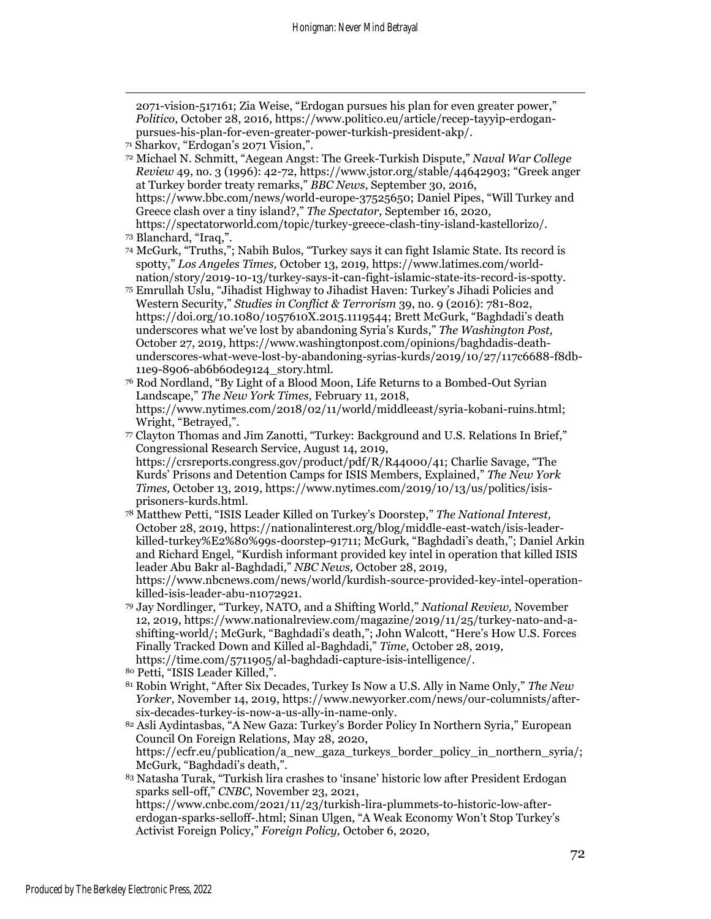2071-vision-517161; Zia Weise, "Erdogan pursues his plan for even greater power," *Politico*, October 28, 2016, https://www.politico.eu/article/recep-tayyip-erdogan-pursues-his-plan-for-even-greater-power-turkish-president-akp/.

[71] Sharkov, "Erdogan's 2071 Vision,".

[72] Michael N. Schmitt, "Aegean Angst: The Greek-Turkish Dispute," *Naval War College Review* 49, no. 3 (1996): 42-72, https://www.jstor.org/stable/44642903; "Greek anger at Turkey border treaty remarks," *BBC News*, September 30, 2016, https://www.bbc.com/news/world-europe-37525650; Daniel Pipes, "Will Turkey and Greece clash over a tiny island?," *The Spectator,* September 16, 2020, https://spectatorworld.com/topic/turkey-greece-clash-tiny-island-kastellorizo/.

[73] Blanchard, "Iraq,".

[74] McGurk, "Truths,"; Nabih Bulos, "Turkey says it can fight Islamic State. Its record is spotty," *Los Angeles Times,* October 13, 2019, https://www.latimes.com/world-nation/story/2019-10-13/turkey-says-it-can-fight-islamic-state-its-record-is-spotty.

[75] Emrullah Uslu, "Jihadist Highway to Jihadist Haven: Turkey's Jihadi Policies and Western Security," *Studies in Conflict & Terrorism* 39, no. 9 (2016): 781-802, https://doi.org/10.1080/1057610X.2015.1119544; Brett McGurk, "Baghdadi's death underscores what we've lost by abandoning Syria's Kurds," *The Washington Post,* October 27, 2019, https://www.washingtonpost.com/opinions/baghdadis-death-underscores-what-weve-lost-by-abandoning-syrias-kurds/2019/10/27/117c6688-f8db-11e9-8906-ab6b60de9124_story.html.

[76] Rod Nordland, "By Light of a Blood Moon, Life Returns to a Bombed-Out Syrian Landscape," *The New York Times,* February 11, 2018, https://www.nytimes.com/2018/02/11/world/middleeast/syria-kobani-ruins.html; Wright, "Betrayed,".

[77] Clayton Thomas and Jim Zanotti, "Turkey: Background and U.S. Relations In Brief," Congressional Research Service, August 14, 2019, https://crsreports.congress.gov/product/pdf/R/R44000/41; Charlie Savage, "The Kurds' Prisons and Detention Camps for ISIS Members, Explained," *The New York Times,* October 13, 2019, https://www.nytimes.com/2019/10/13/us/politics/isis-prisoners-kurds.html.

[78] Matthew Petti, "ISIS Leader Killed on Turkey's Doorstep," *The National Interest,* October 28, 2019, https://nationalinterest.org/blog/middle-east-watch/isis-leader-killed-turkey%E2%80%99s-doorstep-91711; McGurk, "Baghdadi's death,"; Daniel Arkin and Richard Engel, "Kurdish informant provided key intel in operation that killed ISIS leader Abu Bakr al-Baghdadi," *NBC News,* October 28, 2019, https://www.nbcnews.com/news/world/kurdish-source-provided-key-intel-operation-killed-isis-leader-abu-n1072921.

[79] Jay Nordlinger, "Turkey, NATO, and a Shifting World," *National Review,* November 12, 2019, https://www.nationalreview.com/magazine/2019/11/25/turkey-nato-and-a-shifting-world/; McGurk, "Baghdadi's death,"; John Walcott, "Here's How U.S. Forces Finally Tracked Down and Killed al-Baghdadi," *Time,* October 28, 2019, https://time.com/5711905/al-baghdadi-capture-isis-intelligence/.

[80] Petti, "ISIS Leader Killed,".

[81] Robin Wright, "After Six Decades, Turkey Is Now a U.S. Ally in Name Only," *The New Yorker,* November 14, 2019, https://www.newyorker.com/news/our-columnists/after-six-decades-turkey-is-now-a-us-ally-in-name-only.

[82] Asli Aydintasbas, "A New Gaza: Turkey's Border Policy In Northern Syria," European Council On Foreign Relations*,* May 28, 2020, https://ecfr.eu/publication/a_new_gaza_turkeys_border_policy_in_northern_syria/; McGurk, "Baghdadi's death,".

[83] Natasha Turak, "Turkish lira crashes to 'insane' historic low after President Erdogan sparks sell-off," *CNBC*, November 23, 2021, https://www.cnbc.com/2021/11/23/turkish-lira-plummets-to-historic-low-after-erdogan-sparks-selloff-.html; Sinan Ulgen, "A Weak Economy Won't Stop Turkey's Activist Foreign Policy," *Foreign Policy,* October 6, 2020,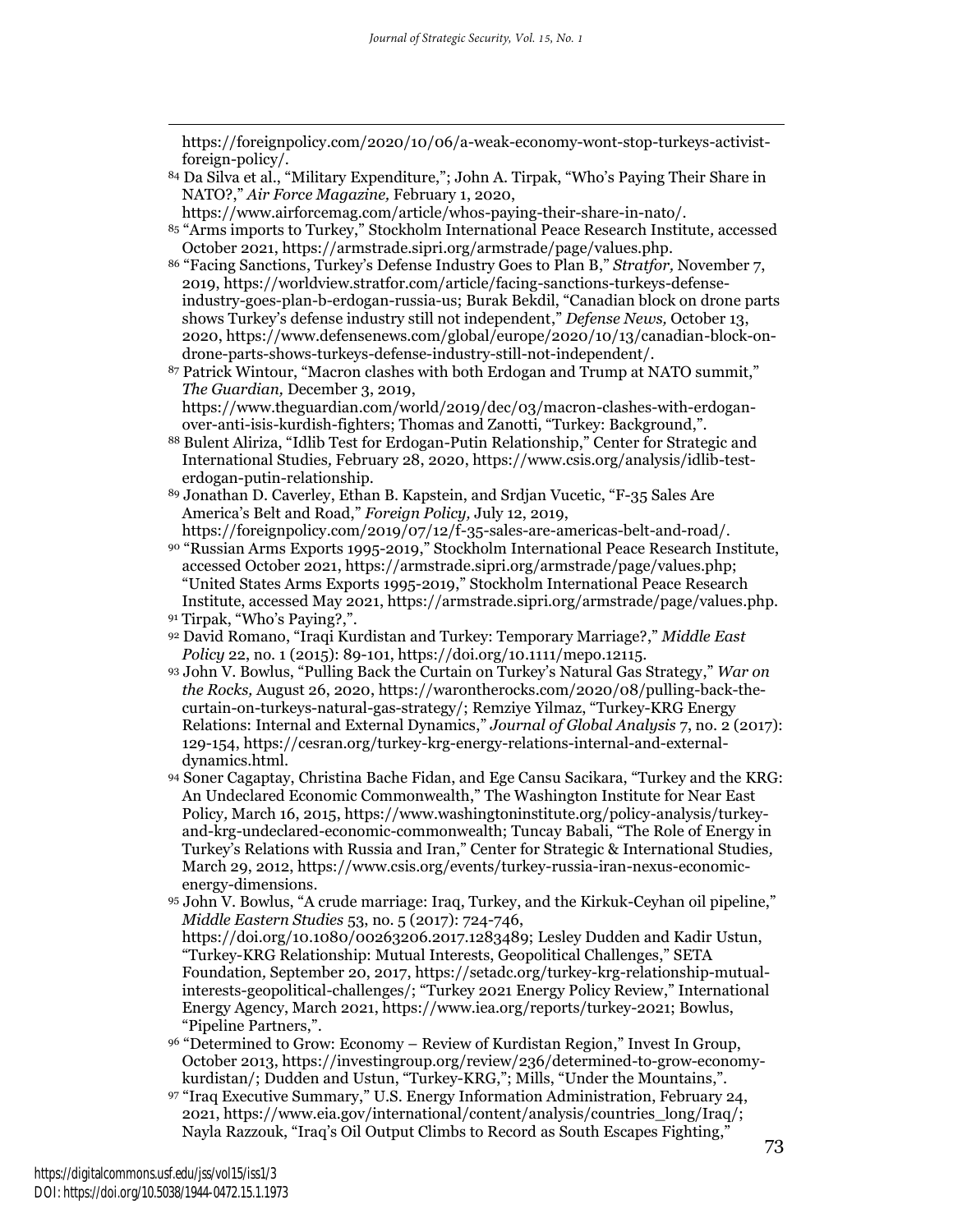https://foreignpolicy.com/2020/10/06/a-weak-economy-wont-stop-turkeys-activist-foreign-policy/.

[84] Da Silva et al., "Military Expenditure,"; John A. Tirpak, "Who's Paying Their Share in NATO?," *Air Force Magazine,* February 1, 2020, https://www.airforcemag.com/article/whos-paying-their-share-in-nato/.

[85] "Arms imports to Turkey," Stockholm International Peace Research Institute*,* accessed October 2021, https://armstrade.sipri.org/armstrade/page/values.php.

[86] "Facing Sanctions, Turkey's Defense Industry Goes to Plan B," *Stratfor,* November 7, 2019, https://worldview.stratfor.com/article/facing-sanctions-turkeys-defense-industry-goes-plan-b-erdogan-russia-us; Burak Bekdil, "Canadian block on drone parts shows Turkey's defense industry still not independent," *Defense News,* October 13, 2020, https://www.defensenews.com/global/europe/2020/10/13/canadian-block-on-drone-parts-shows-turkeys-defense-industry-still-not-independent/.

[87] Patrick Wintour, "Macron clashes with both Erdogan and Trump at NATO summit," *The Guardian,* December 3, 2019, https://www.theguardian.com/world/2019/dec/03/macron-clashes-with-erdogan-over-anti-isis-kurdish-fighters; Thomas and Zanotti, "Turkey: Background,".

[88] Bulent Aliriza, "Idlib Test for Erdogan-Putin Relationship," Center for Strategic and International Studies*,* February 28, 2020, https://www.csis.org/analysis/idlib-test-erdogan-putin-relationship.

[89] Jonathan D. Caverley, Ethan B. Kapstein, and Srdjan Vucetic, "F-35 Sales Are America's Belt and Road," *Foreign Policy,* July 12, 2019, https://foreignpolicy.com/2019/07/12/f-35-sales-are-americas-belt-and-road/.

[90] "Russian Arms Exports 1995-2019," Stockholm International Peace Research Institute, accessed October 2021, https://armstrade.sipri.org/armstrade/page/values.php; "United States Arms Exports 1995-2019," Stockholm International Peace Research Institute, accessed May 2021, https://armstrade.sipri.org/armstrade/page/values.php.

[91] Tirpak, "Who's Paying?,".

[92] David Romano, "Iraqi Kurdistan and Turkey: Temporary Marriage?," *Middle East Policy* 22, no. 1 (2015): 89-101, https://doi.org/10.1111/mepo.12115.

[93] John V. Bowlus, "Pulling Back the Curtain on Turkey's Natural Gas Strategy," *War on the Rocks,* August 26, 2020, https://warontherocks.com/2020/08/pulling-back-the-curtain-on-turkeys-natural-gas-strategy/; Remziye Yilmaz, "Turkey-KRG Energy Relations: Internal and External Dynamics," *Journal of Global Analysis* 7, no. 2 (2017): 129-154, https://cesran.org/turkey-krg-energy-relations-internal-and-external-dynamics.html.

[94] Soner Cagaptay, Christina Bache Fidan, and Ege Cansu Sacikara, "Turkey and the KRG: An Undeclared Economic Commonwealth," The Washington Institute for Near East Policy*,* March 16, 2015, https://www.washingtoninstitute.org/policy-analysis/turkey-and-krg-undeclared-economic-commonwealth; Tuncay Babali, "The Role of Energy in Turkey's Relations with Russia and Iran," Center for Strategic & International Studies*,* March 29, 2012, https://www.csis.org/events/turkey-russia-iran-nexus-economic-energy-dimensions.

[95] John V. Bowlus, "A crude marriage: Iraq, Turkey, and the Kirkuk-Ceyhan oil pipeline," *Middle Eastern Studies* 53, no. 5 (2017): 724-746, https://doi.org/10.1080/00263206.2017.1283489; Lesley Dudden and Kadir Ustun, "Turkey-KRG Relationship: Mutual Interests, Geopolitical Challenges," SETA Foundation*,* September 20, 2017, https://setadc.org/turkey-krg-relationship-mutual-interests-geopolitical-challenges/; "Turkey 2021 Energy Policy Review," International Energy Agency, March 2021, https://www.iea.org/reports/turkey-2021; Bowlus, "Pipeline Partners,".

[96] "Determined to Grow: Economy – Review of Kurdistan Region," Invest In Group, October 2013, https://investingroup.org/review/236/determined-to-grow-economy-kurdistan/; Dudden and Ustun, "Turkey-KRG,"; Mills, "Under the Mountains,".

[97] "Iraq Executive Summary," U.S. Energy Information Administration, February 24, 2021, https://www.eia.gov/international/content/analysis/countries_long/Iraq/; Nayla Razzouk, "Iraq's Oil Output Climbs to Record as South Escapes Fighting,"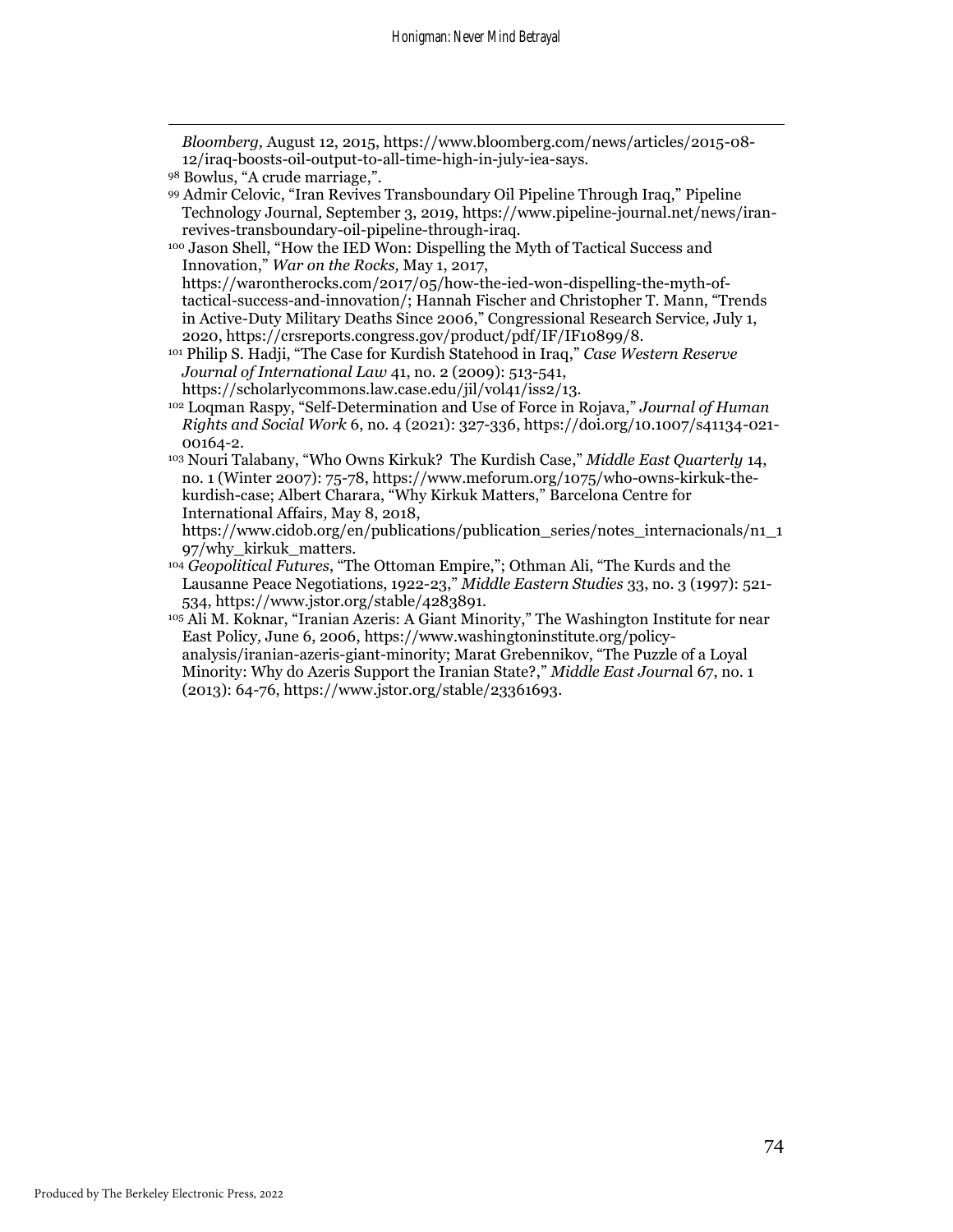*Bloomberg,* August 12, 2015, https://www.bloomberg.com/news/articles/2015-08-12/iraq-boosts-oil-output-to-all-time-high-in-july-iea-says.

[98] Bowlus, "A crude marriage,".

[99] Admir Celovic, "Iran Revives Transboundary Oil Pipeline Through Iraq," Pipeline Technology Journal*,* September 3, 2019, https://www.pipeline-journal.net/news/iran-revives-transboundary-oil-pipeline-through-iraq.

[100] Jason Shell, "How the IED Won: Dispelling the Myth of Tactical Success and Innovation," *War on the Rocks,* May 1, 2017, https://warontherocks.com/2017/05/how-the-ied-won-dispelling-the-myth-of-tactical-success-and-innovation/; Hannah Fischer and Christopher T. Mann, "Trends in Active-Duty Military Deaths Since 2006," Congressional Research Service*,* July 1, 2020, https://crsreports.congress.gov/product/pdf/IF/IF10899/8.

[101] Philip S. Hadji, "The Case for Kurdish Statehood in Iraq," *Case Western Reserve Journal of International Law* 41, no. 2 (2009): 513-541, https://scholarlycommons.law.case.edu/jil/vol41/iss2/13.

[102] Loqman Raspy, "Self-Determination and Use of Force in Rojava," *Journal of Human Rights and Social Work* 6, no. 4 (2021): 327-336, https://doi.org/10.1007/s41134-021-00164-2.

[103] Nouri Talabany, "Who Owns Kirkuk? The Kurdish Case," *Middle East Quarterly* 14, no. 1 (Winter 2007): 75-78, https://www.meforum.org/1075/who-owns-kirkuk-the-kurdish-case; Albert Charara, "Why Kirkuk Matters," Barcelona Centre for International Affairs*,* May 8, 2018, https://www.cidob.org/en/publications/publication_series/notes_internacionals/n1_197/why_kirkuk_matters.

[104] *Geopolitical Futures*, "The Ottoman Empire,"; Othman Ali, "The Kurds and the Lausanne Peace Negotiations, 1922-23," *Middle Eastern Studies* 33, no. 3 (1997): 521-534, https://www.jstor.org/stable/4283891.

[105] Ali M. Koknar, "Iranian Azeris: A Giant Minority," The Washington Institute for near East Policy*,* June 6, 2006, https://www.washingtoninstitute.org/policy-analysis/iranian-azeris-giant-minority; Marat Grebennikov, "The Puzzle of a Loyal Minority: Why do Azeris Support the Iranian State?," *Middle East Journal* 67, no. 1 (2013): 64-76, https://www.jstor.org/stable/23361693.